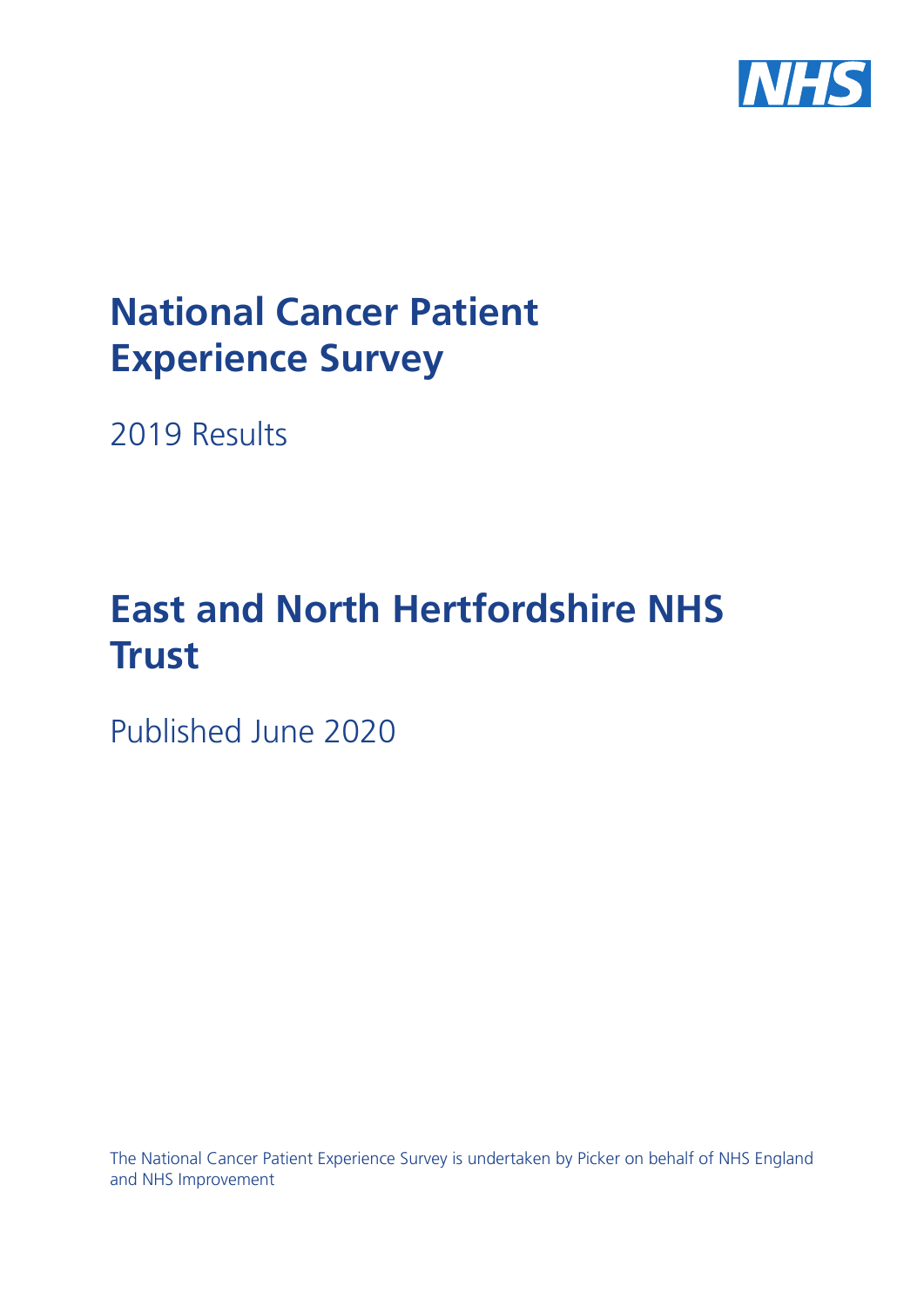# National Cancer Patient Experience Survey

2019 Results

# East and North Hertfordshire NHS Trust

Published June 2020

The National Cancer Patient Experience Survey is undertaken by Picker on behalf of NHS England and NHS Improvement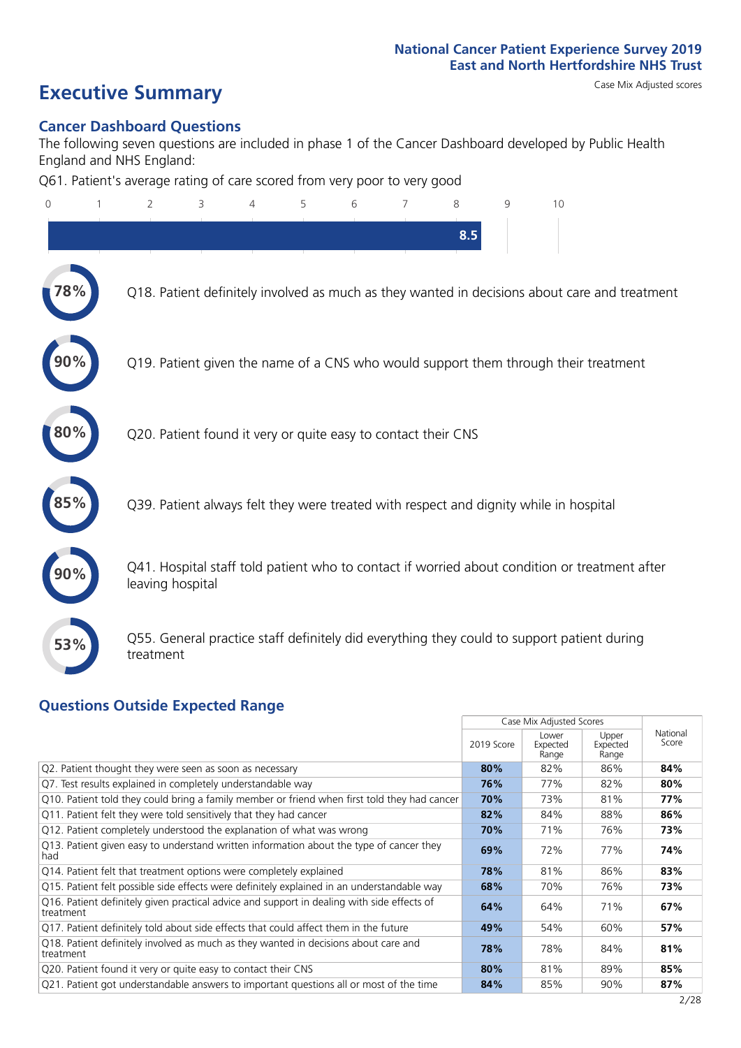Case Mix Adjusted scores

# Executive Summary

## Cancer Dashboard Questions

The following seven questions are included in phase 1 of the Cancer Dashboard developed by Public Health England and NHS England:

Q61. Patient's average rating of care scored from very poor to very good

8.5

78% Q18. Patient definitely involved as much as they wanted in decisions about care and treatment

90% Q19. Patient given the name of a CNS who would support them through their treatment

80% Q20. Patient found it very or quite easy to contact their CNS

85% Q39. Patient always felt they were treated with respect and dignity while in hospital

90% Q41. Hospital staff told patient who to contact if worried about condition or treatment after leaving hospital

53% Q55. General practice staff definitely did everything they could to support patient during treatment

## Questions Outside Expected Range

| | Case Mix Adjusted Scores | | | |
|---|---|---|---|---|
| | 2019 Score | Lower Expected Range | Upper Expected Range | National Score |
| Q2. Patient thought they were seen as soon as necessary | **80%** | 82% | 86% | **84%** |
| Q7. Test results explained in completely understandable way | **76%** | 77% | 82% | **80%** |
| Q10. Patient told they could bring a family member or friend when first told they had cancer | **70%** | 73% | 81% | **77%** |
| Q11. Patient felt they were told sensitively that they had cancer | **82%** | 84% | 88% | **86%** |
| Q12. Patient completely understood the explanation of what was wrong | **70%** | 71% | 76% | **73%** |
| Q13. Patient given easy to understand written information about the type of cancer they had | **69%** | 72% | 77% | **74%** |
| Q14. Patient felt that treatment options were completely explained | **78%** | 81% | 86% | **83%** |
| Q15. Patient felt possible side effects were definitely explained in an understandable way | **68%** | 70% | 76% | **73%** |
| Q16. Patient definitely given practical advice and support in dealing with side effects of treatment | **64%** | 64% | 71% | **67%** |
| Q17. Patient definitely told about side effects that could affect them in the future | **49%** | 54% | 60% | **57%** |
| Q18. Patient definitely involved as much as they wanted in decisions about care and treatment | **78%** | 78% | 84% | **81%** |
| Q20. Patient found it very or quite easy to contact their CNS | **80%** | 81% | 89% | **85%** |
| Q21. Patient got understandable answers to important questions all or most of the time | **84%** | 85% | 90% | **87%** |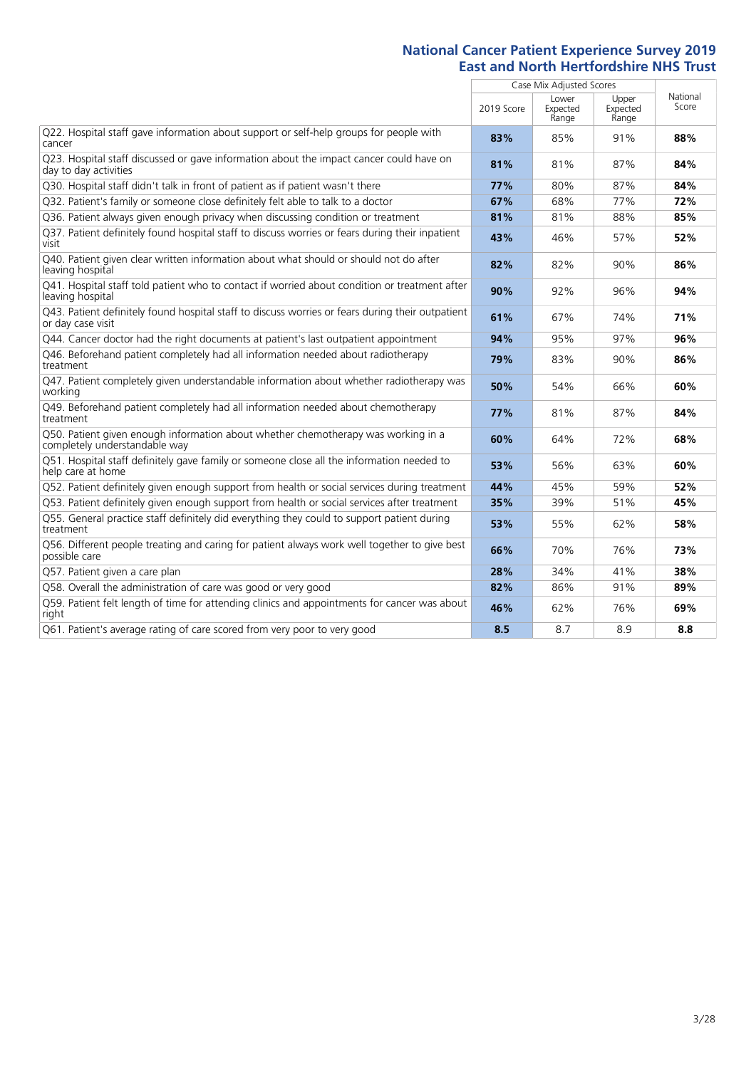## National Cancer Patient Experience Survey 2019
## East and North Hertfordshire NHS Trust

| | Case Mix Adjusted Scores | | | National Score |
|---|---|---|---|---|
| | 2019 Score | Lower Expected Range | Upper Expected Range | |
| Q22. Hospital staff gave information about support or self-help groups for people with cancer | **83%** | 85% | 91% | **88%** |
| Q23. Hospital staff discussed or gave information about the impact cancer could have on day to day activities | **81%** | 81% | 87% | **84%** |
| Q30. Hospital staff didn't talk in front of patient as if patient wasn't there | **77%** | 80% | 87% | **84%** |
| Q32. Patient's family or someone close definitely felt able to talk to a doctor | **67%** | 68% | 77% | **72%** |
| Q36. Patient always given enough privacy when discussing condition or treatment | **81%** | 81% | 88% | **85%** |
| Q37. Patient definitely found hospital staff to discuss worries or fears during their inpatient visit | **43%** | 46% | 57% | **52%** |
| Q40. Patient given clear written information about what should or should not do after leaving hospital | **82%** | 82% | 90% | **86%** |
| Q41. Hospital staff told patient who to contact if worried about condition or treatment after leaving hospital | **90%** | 92% | 96% | **94%** |
| Q43. Patient definitely found hospital staff to discuss worries or fears during their outpatient or day case visit | **61%** | 67% | 74% | **71%** |
| Q44. Cancer doctor had the right documents at patient's last outpatient appointment | **94%** | 95% | 97% | **96%** |
| Q46. Beforehand patient completely had all information needed about radiotherapy treatment | **79%** | 83% | 90% | **86%** |
| Q47. Patient completely given understandable information about whether radiotherapy was working | **50%** | 54% | 66% | **60%** |
| Q49. Beforehand patient completely had all information needed about chemotherapy treatment | **77%** | 81% | 87% | **84%** |
| Q50. Patient given enough information about whether chemotherapy was working in a completely understandable way | **60%** | 64% | 72% | **68%** |
| Q51. Hospital staff definitely gave family or someone close all the information needed to help care at home | **53%** | 56% | 63% | **60%** |
| Q52. Patient definitely given enough support from health or social services during treatment | **44%** | 45% | 59% | **52%** |
| Q53. Patient definitely given enough support from health or social services after treatment | **35%** | 39% | 51% | **45%** |
| Q55. General practice staff definitely did everything they could to support patient during treatment | **53%** | 55% | 62% | **58%** |
| Q56. Different people treating and caring for patient always work well together to give best possible care | **66%** | 70% | 76% | **73%** |
| Q57. Patient given a care plan | **28%** | 34% | 41% | **38%** |
| Q58. Overall the administration of care was good or very good | **82%** | 86% | 91% | **89%** |
| Q59. Patient felt length of time for attending clinics and appointments for cancer was about right | **46%** | 62% | 76% | **69%** |
| Q61. Patient's average rating of care scored from very poor to very good | **8.5** | 8.7 | 8.9 | **8.8** |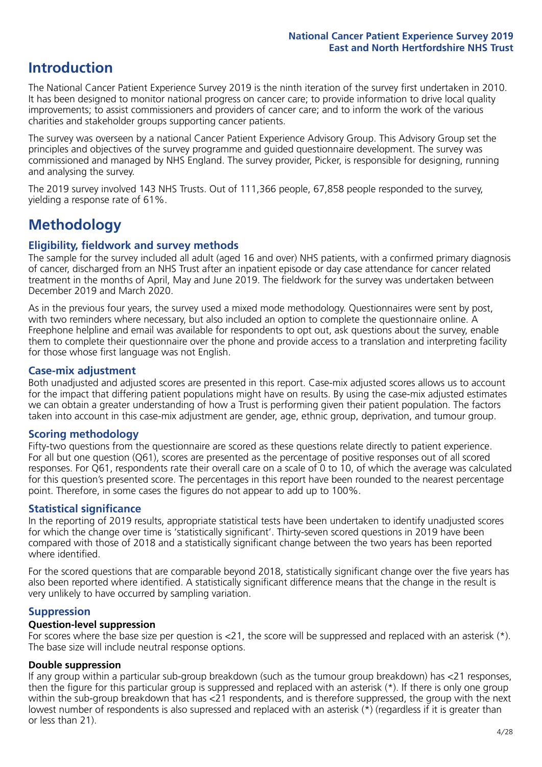# Introduction

The National Cancer Patient Experience Survey 2019 is the ninth iteration of the survey first undertaken in 2010. It has been designed to monitor national progress on cancer care; to provide information to drive local quality improvements; to assist commissioners and providers of cancer care; and to inform the work of the various charities and stakeholder groups supporting cancer patients.

The survey was overseen by a national Cancer Patient Experience Advisory Group. This Advisory Group set the principles and objectives of the survey programme and guided questionnaire development. The survey was commissioned and managed by NHS England. The survey provider, Picker, is responsible for designing, running and analysing the survey.

The 2019 survey involved 143 NHS Trusts. Out of 111,366 people, 67,858 people responded to the survey, yielding a response rate of 61%.

# Methodology

### Eligibility, fieldwork and survey methods

The sample for the survey included all adult (aged 16 and over) NHS patients, with a confirmed primary diagnosis of cancer, discharged from an NHS Trust after an inpatient episode or day case attendance for cancer related treatment in the months of April, May and June 2019. The fieldwork for the survey was undertaken between December 2019 and March 2020.

As in the previous four years, the survey used a mixed mode methodology. Questionnaires were sent by post, with two reminders where necessary, but also included an option to complete the questionnaire online. A Freephone helpline and email was available for respondents to opt out, ask questions about the survey, enable them to complete their questionnaire over the phone and provide access to a translation and interpreting facility for those whose first language was not English.

### Case-mix adjustment

Both unadjusted and adjusted scores are presented in this report. Case-mix adjusted scores allows us to account for the impact that differing patient populations might have on results. By using the case-mix adjusted estimates we can obtain a greater understanding of how a Trust is performing given their patient population. The factors taken into account in this case-mix adjustment are gender, age, ethnic group, deprivation, and tumour group.

### Scoring methodology

Fifty-two questions from the questionnaire are scored as these questions relate directly to patient experience. For all but one question (Q61), scores are presented as the percentage of positive responses out of all scored responses. For Q61, respondents rate their overall care on a scale of 0 to 10, of which the average was calculated for this question's presented score. The percentages in this report have been rounded to the nearest percentage point. Therefore, in some cases the figures do not appear to add up to 100%.

### Statistical significance

In the reporting of 2019 results, appropriate statistical tests have been undertaken to identify unadjusted scores for which the change over time is 'statistically significant'. Thirty-seven scored questions in 2019 have been compared with those of 2018 and a statistically significant change between the two years has been reported where identified.

For the scored questions that are comparable beyond 2018, statistically significant change over the five years has also been reported where identified. A statistically significant difference means that the change in the result is very unlikely to have occurred by sampling variation.

### Suppression

#### Question-level suppression

For scores where the base size per question is <21, the score will be suppressed and replaced with an asterisk (*). The base size will include neutral response options.

#### Double suppression

If any group within a particular sub-group breakdown (such as the tumour group breakdown) has <21 responses, then the figure for this particular group is suppressed and replaced with an asterisk (*). If there is only one group within the sub-group breakdown that has <21 respondents, and is therefore suppressed, the group with the next lowest number of respondents is also supressed and replaced with an asterisk (*) (regardless if it is greater than or less than 21).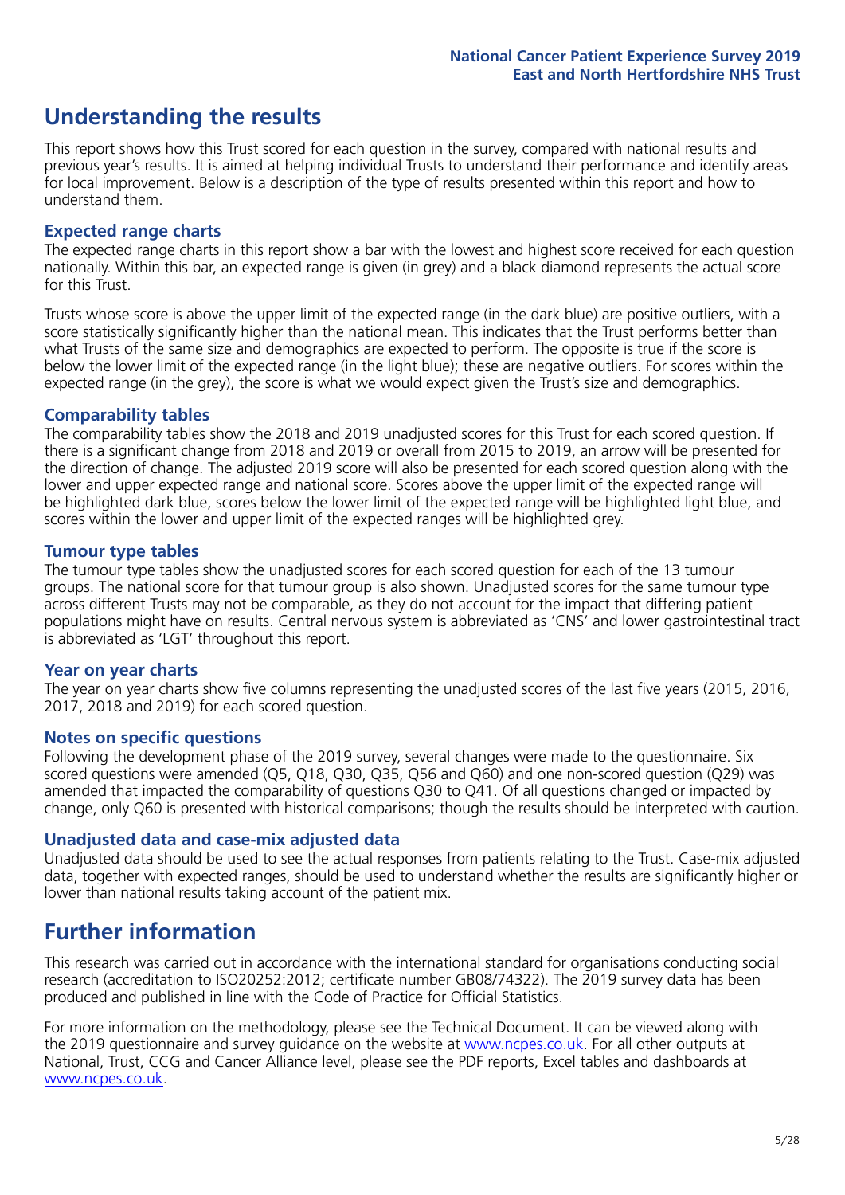## Understanding the results

This report shows how this Trust scored for each question in the survey, compared with national results and previous year's results. It is aimed at helping individual Trusts to understand their performance and identify areas for local improvement. Below is a description of the type of results presented within this report and how to understand them.

### Expected range charts

The expected range charts in this report show a bar with the lowest and highest score received for each question nationally. Within this bar, an expected range is given (in grey) and a black diamond represents the actual score for this Trust.

Trusts whose score is above the upper limit of the expected range (in the dark blue) are positive outliers, with a score statistically significantly higher than the national mean. This indicates that the Trust performs better than what Trusts of the same size and demographics are expected to perform. The opposite is true if the score is below the lower limit of the expected range (in the light blue); these are negative outliers. For scores within the expected range (in the grey), the score is what we would expect given the Trust's size and demographics.

### Comparability tables

The comparability tables show the 2018 and 2019 unadjusted scores for this Trust for each scored question. If there is a significant change from 2018 and 2019 or overall from 2015 to 2019, an arrow will be presented for the direction of change. The adjusted 2019 score will also be presented for each scored question along with the lower and upper expected range and national score. Scores above the upper limit of the expected range will be highlighted dark blue, scores below the lower limit of the expected range will be highlighted light blue, and scores within the lower and upper limit of the expected ranges will be highlighted grey.

### Tumour type tables

The tumour type tables show the unadjusted scores for each scored question for each of the 13 tumour groups. The national score for that tumour group is also shown. Unadjusted scores for the same tumour type across different Trusts may not be comparable, as they do not account for the impact that differing patient populations might have on results. Central nervous system is abbreviated as 'CNS' and lower gastrointestinal tract is abbreviated as 'LGT' throughout this report.

### Year on year charts

The year on year charts show five columns representing the unadjusted scores of the last five years (2015, 2016, 2017, 2018 and 2019) for each scored question.

### Notes on specific questions

Following the development phase of the 2019 survey, several changes were made to the questionnaire. Six scored questions were amended (Q5, Q18, Q30, Q35, Q56 and Q60) and one non-scored question (Q29) was amended that impacted the comparability of questions Q30 to Q41. Of all questions changed or impacted by change, only Q60 is presented with historical comparisons; though the results should be interpreted with caution.

### Unadjusted data and case-mix adjusted data

Unadjusted data should be used to see the actual responses from patients relating to the Trust. Case-mix adjusted data, together with expected ranges, should be used to understand whether the results are significantly higher or lower than national results taking account of the patient mix.

## Further information

This research was carried out in accordance with the international standard for organisations conducting social research (accreditation to ISO20252:2012; certificate number GB08/74322). The 2019 survey data has been produced and published in line with the Code of Practice for Official Statistics.

For more information on the methodology, please see the Technical Document. It can be viewed along with the 2019 questionnaire and survey guidance on the website at www.ncpes.co.uk. For all other outputs at National, Trust, CCG and Cancer Alliance level, please see the PDF reports, Excel tables and dashboards at www.ncpes.co.uk.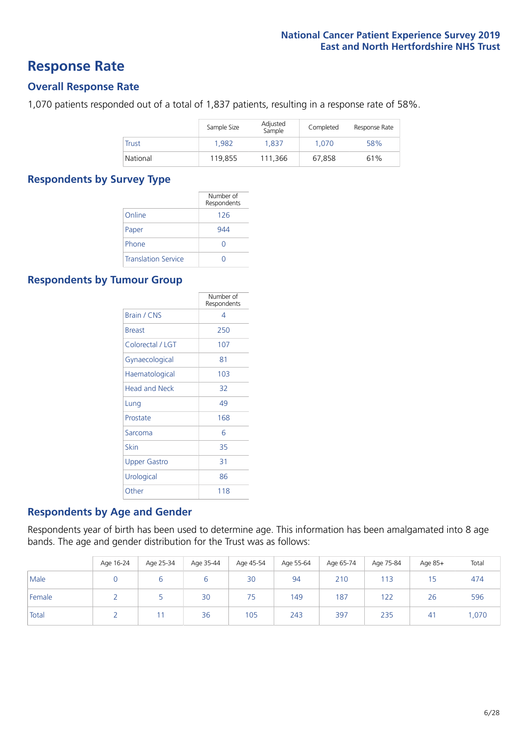# Response Rate

## Overall Response Rate

1,070 patients responded out of a total of 1,837 patients, resulting in a response rate of 58%.

| | Sample Size | Adjusted Sample | Completed | Response Rate |
|---|---|---|---|---|
| Trust | 1,982 | 1,837 | 1,070 | 58% |
| National | 119,855 | 111,366 | 67,858 | 61% |

## Respondents by Survey Type

| | Number of Respondents |
|---|---|
| Online | 126 |
| Paper | 944 |
| Phone | 0 |
| Translation Service | 0 |

## Respondents by Tumour Group

| | Number of Respondents |
|---|---|
| Brain / CNS | 4 |
| Breast | 250 |
| Colorectal / LGT | 107 |
| Gynaecological | 81 |
| Haematological | 103 |
| Head and Neck | 32 |
| Lung | 49 |
| Prostate | 168 |
| Sarcoma | 6 |
| Skin | 35 |
| Upper Gastro | 31 |
| Urological | 86 |
| Other | 118 |

## Respondents by Age and Gender

Respondents year of birth has been used to determine age. This information has been amalgamated into 8 age bands. The age and gender distribution for the Trust was as follows:

| | Age 16-24 | Age 25-34 | Age 35-44 | Age 45-54 | Age 55-64 | Age 65-74 | Age 75-84 | Age 85+ | Total |
|---|---|---|---|---|---|---|---|---|---|
| Male | 0 | 6 | 6 | 30 | 94 | 210 | 113 | 15 | 474 |
| Female | 2 | 5 | 30 | 75 | 149 | 187 | 122 | 26 | 596 |
| Total | 2 | 11 | 36 | 105 | 243 | 397 | 235 | 41 | 1,070 |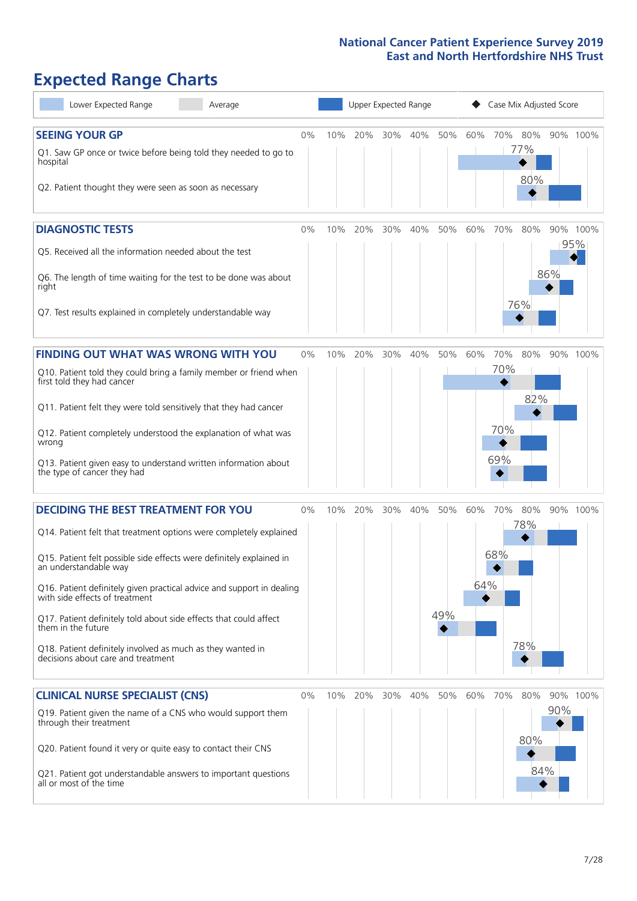# Expected Range Charts

Lower Expected Range | Average | Upper Expected Range | Case Mix Adjusted Score

## SEEING YOUR GP

| Question | Case Mix Adjusted Score |
|---|---|
| Q1. Saw GP once or twice before being told they needed to go to hospital | 77% |
| Q2. Patient thought they were seen as soon as necessary | 80% |

## DIAGNOSTIC TESTS

| Question | Case Mix Adjusted Score |
|---|---|
| Q5. Received all the information needed about the test | 95% |
| Q6. The length of time waiting for the test to be done was about right | 86% |
| Q7. Test results explained in completely understandable way | 76% |

## FINDING OUT WHAT WAS WRONG WITH YOU

| Question | Case Mix Adjusted Score |
|---|---|
| Q10. Patient told they could bring a family member or friend when first told they had cancer | 70% |
| Q11. Patient felt they were told sensitively that they had cancer | 82% |
| Q12. Patient completely understood the explanation of what was wrong | 70% |
| Q13. Patient given easy to understand written information about the type of cancer they had | 69% |

## DECIDING THE BEST TREATMENT FOR YOU

| Question | Case Mix Adjusted Score |
|---|---|
| Q14. Patient felt that treatment options were completely explained | 78% |
| Q15. Patient felt possible side effects were definitely explained in an understandable way | 68% |
| Q16. Patient definitely given practical advice and support in dealing with side effects of treatment | 64% |
| Q17. Patient definitely told about side effects that could affect them in the future | 49% |
| Q18. Patient definitely involved as much as they wanted in decisions about care and treatment | 78% |

## CLINICAL NURSE SPECIALIST (CNS)

| Question | Case Mix Adjusted Score |
|---|---|
| Q19. Patient given the name of a CNS who would support them through their treatment | 90% |
| Q20. Patient found it very or quite easy to contact their CNS | 80% |
| Q21. Patient got understandable answers to important questions all or most of the time | 84% |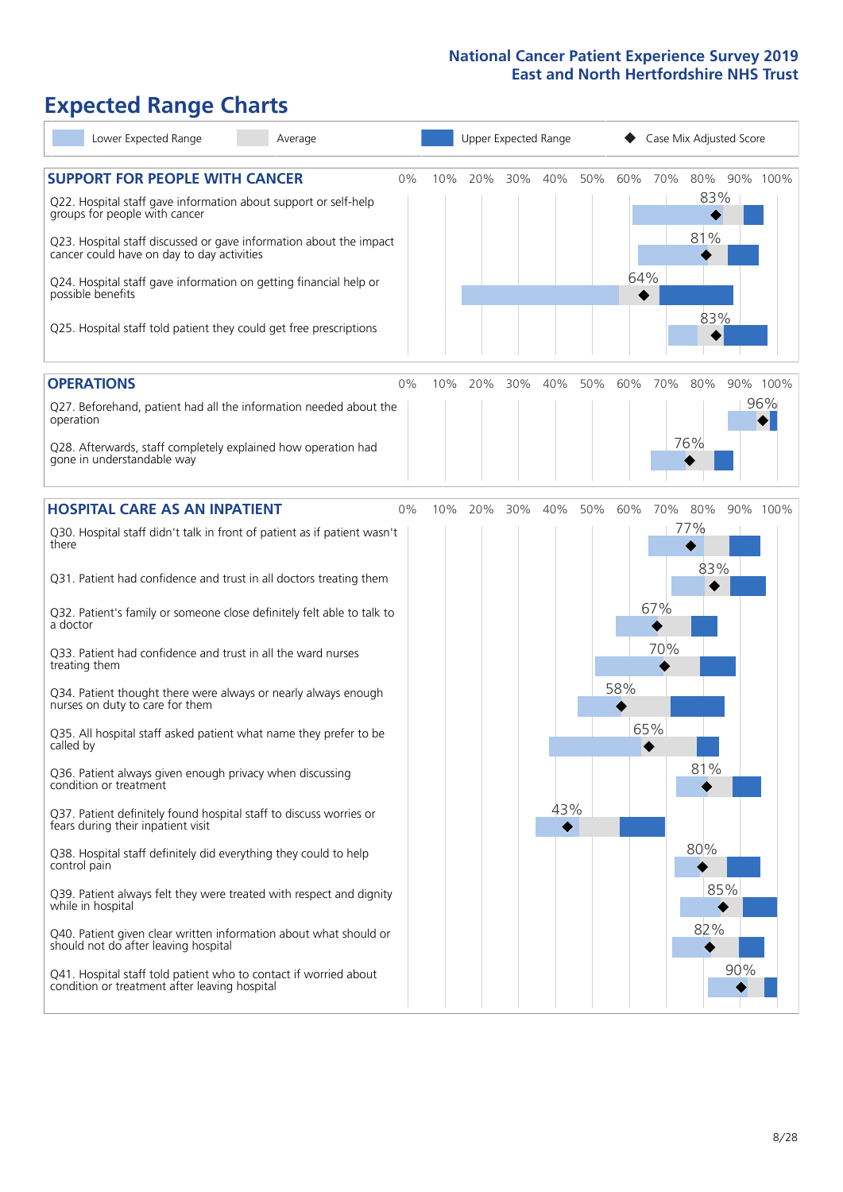# Expected Range Charts

Legend: Lower Expected Range | Average | Upper Expected Range | Case Mix Adjusted Score

## SUPPORT FOR PEOPLE WITH CANCER

| Question | Case Mix Adjusted Score |
|---|---|
| Q22. Hospital staff gave information about support or self-help groups for people with cancer | 83% |
| Q23. Hospital staff discussed or gave information about the impact cancer could have on day to day activities | 81% |
| Q24. Hospital staff gave information on getting financial help or possible benefits | 64% |
| Q25. Hospital staff told patient they could get free prescriptions | 83% |

## OPERATIONS

| Question | Case Mix Adjusted Score |
|---|---|
| Q27. Beforehand, patient had all the information needed about the operation | 96% |
| Q28. Afterwards, staff completely explained how operation had gone in understandable way | 76% |

## HOSPITAL CARE AS AN INPATIENT

| Question | Case Mix Adjusted Score |
|---|---|
| Q30. Hospital staff didn't talk in front of patient as if patient wasn't there | 77% |
| Q31. Patient had confidence and trust in all doctors treating them | 83% |
| Q32. Patient's family or someone close definitely felt able to talk to a doctor | 67% |
| Q33. Patient had confidence and trust in all the ward nurses treating them | 70% |
| Q34. Patient thought there were always or nearly always enough nurses on duty to care for them | 58% |
| Q35. All hospital staff asked patient what name they prefer to be called by | 65% |
| Q36. Patient always given enough privacy when discussing condition or treatment | 81% |
| Q37. Patient definitely found hospital staff to discuss worries or fears during their inpatient visit | 43% |
| Q38. Hospital staff definitely did everything they could to help control pain | 80% |
| Q39. Patient always felt they were treated with respect and dignity while in hospital | 85% |
| Q40. Patient given clear written information about what should or should not do after leaving hospital | 82% |
| Q41. Hospital staff told patient who to contact if worried about condition or treatment after leaving hospital | 90% |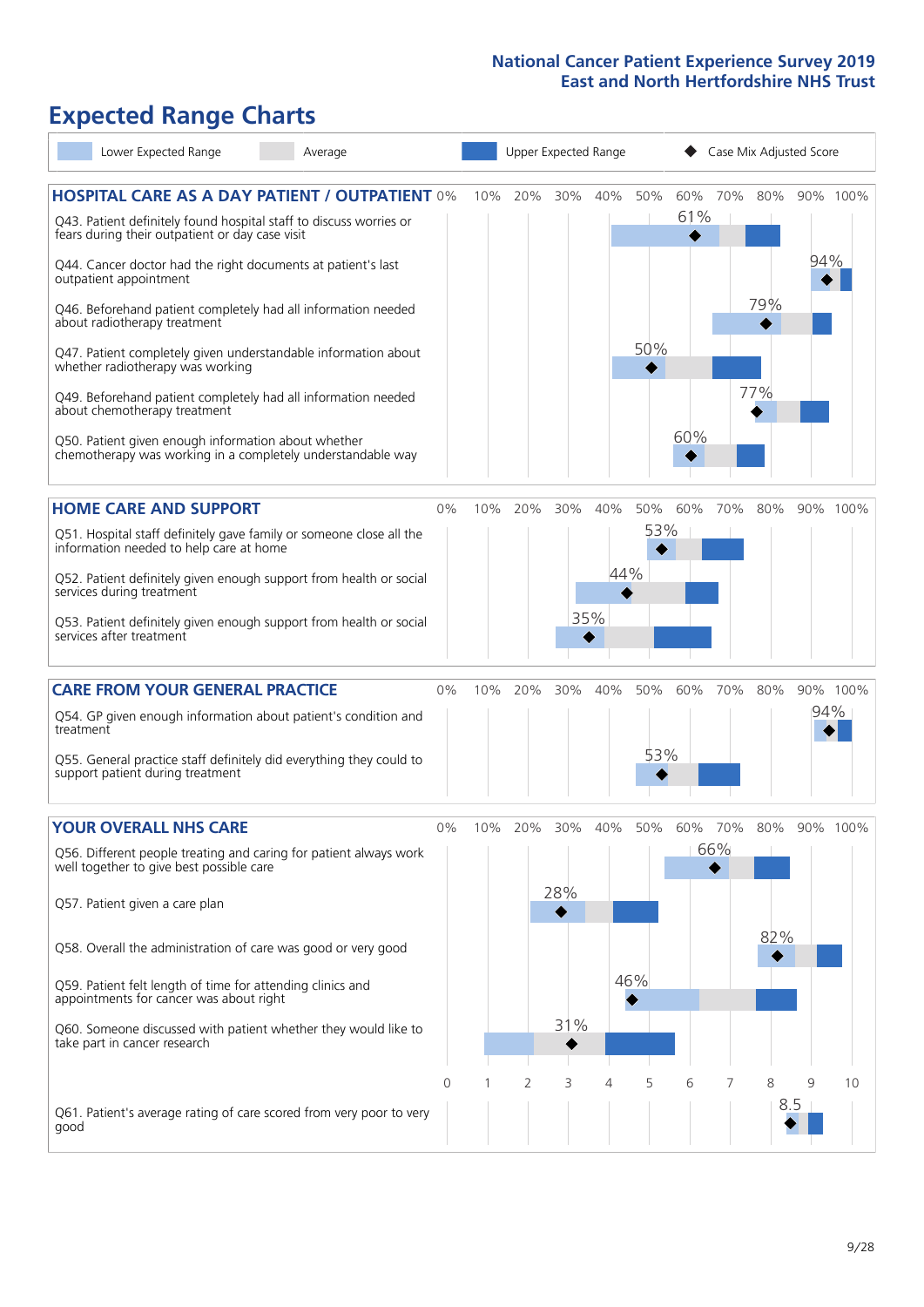# Expected Range Charts

Legend: Lower Expected Range | Average | Upper Expected Range | ◆ Case Mix Adjusted Score

## HOSPITAL CARE AS A DAY PATIENT / OUTPATIENT

| Question | Case Mix Adjusted Score |
|---|---|
| Q43. Patient definitely found hospital staff to discuss worries or fears during their outpatient or day case visit | 61% |
| Q44. Cancer doctor had the right documents at patient's last outpatient appointment | 94% |
| Q46. Beforehand patient completely had all information needed about radiotherapy treatment | 79% |
| Q47. Patient completely given understandable information about whether radiotherapy treatment was working | 50% |
| Q49. Beforehand patient completely had all information needed about chemotherapy treatment | 77% |
| Q50. Patient given enough information about whether chemotherapy was working in a completely understandable way | 60% |

## HOME CARE AND SUPPORT

| Question | Case Mix Adjusted Score |
|---|---|
| Q51. Hospital staff definitely gave family or someone close all the information needed to help care at home | 53% |
| Q52. Patient definitely given enough support from health or social services during treatment | 44% |
| Q53. Patient definitely given enough support from health or social services after treatment | 35% |

## CARE FROM YOUR GENERAL PRACTICE

| Question | Case Mix Adjusted Score |
|---|---|
| Q54. GP given enough information about patient's condition and treatment | 94% |
| Q55. General practice staff definitely did everything they could to support patient during treatment | 53% |

## YOUR OVERALL NHS CARE

| Question | Case Mix Adjusted Score |
|---|---|
| Q56. Different people treating and caring for patient always work well together to give best possible care | 66% |
| Q57. Patient given a care plan | 28% |
| Q58. Overall the administration of care was good or very good | 82% |
| Q59. Patient felt length of time for attending clinics and appointments for cancer was about right | 46% |
| Q60. Someone discussed with patient whether they would like to take part in cancer research | 31% |
| Q61. Patient's average rating of care scored from very poor to very good (scale 0–10) | 8.5 |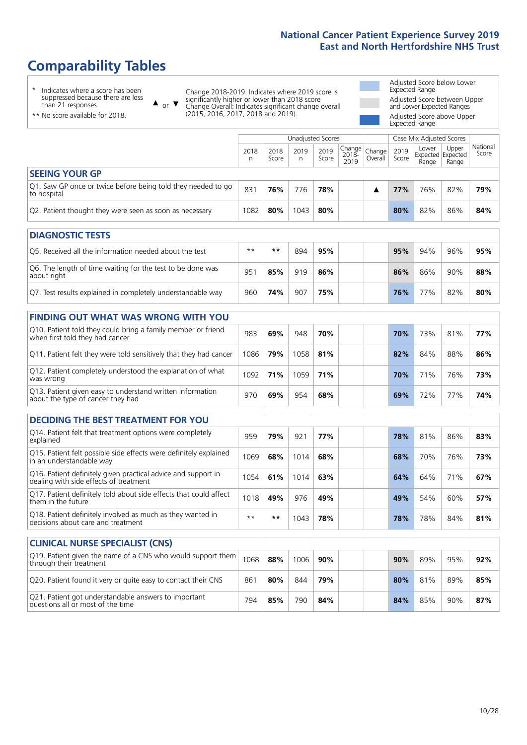# Comparability Tables

\* Indicates where a score has been suppressed because there are less than 21 responses.

\*\* No score available for 2018.

▲ or ▼ Change 2018-2019: Indicates where 2019 score is significantly higher or lower than 2018 score. Change Overall: Indicates significant change overall (2015, 2016, 2017, 2018 and 2019).

Adjusted Score below Lower Expected Range

Adjusted Score between Upper and Lower Expected Ranges

Adjusted Score above Upper Expected Range

| | Unadjusted Scores | | | | | | Case Mix Adjusted Scores | | | |
|---|---|---|---|---|---|---|---|---|---|---|
| | 2018 n | 2018 Score | 2019 n | 2019 Score | Change 2018-2019 | Change Overall | 2019 Score | Lower Expected Range | Upper Expected Range | National Score |
| **SEEING YOUR GP** | | | | | | | | | | |
| Q1. Saw GP once or twice before being told they needed to go to hospital | 831 | **76%** | 776 | **78%** | | ▲ | **77%** | 76% | 82% | **79%** |
| Q2. Patient thought they were seen as soon as necessary | 1082 | **80%** | 1043 | **80%** | | | **80%** | 82% | 86% | **84%** |
| **DIAGNOSTIC TESTS** | | | | | | | | | | |
| Q5. Received all the information needed about the test | ** | ** | 894 | **95%** | | | **95%** | 94% | 96% | **95%** |
| Q6. The length of time waiting for the test to be done was about right | 951 | **85%** | 919 | **86%** | | | **86%** | 86% | 90% | **88%** |
| Q7. Test results explained in completely understandable way | 960 | **74%** | 907 | **75%** | | | **76%** | 77% | 82% | **80%** |
| **FINDING OUT WHAT WAS WRONG WITH YOU** | | | | | | | | | | |
| Q10. Patient told they could bring a family member or friend when first told they had cancer | 983 | **69%** | 948 | **70%** | | | **70%** | 73% | 81% | **77%** |
| Q11. Patient felt they were told sensitively that they had cancer | 1086 | **79%** | 1058 | **81%** | | | **82%** | 84% | 88% | **86%** |
| Q12. Patient completely understood the explanation of what was wrong | 1092 | **71%** | 1059 | **71%** | | | **70%** | 71% | 76% | **73%** |
| Q13. Patient given easy to understand written information about the type of cancer they had | 970 | **69%** | 954 | **68%** | | | **69%** | 72% | 77% | **74%** |
| **DECIDING THE BEST TREATMENT FOR YOU** | | | | | | | | | | |
| Q14. Patient felt that treatment options were completely explained | 959 | **79%** | 921 | **77%** | | | **78%** | 81% | 86% | **83%** |
| Q15. Patient felt possible side effects were definitely explained in an understandable way | 1069 | **68%** | 1014 | **68%** | | | **68%** | 70% | 76% | **73%** |
| Q16. Patient definitely given practical advice and support in dealing with side effects of treatment | 1054 | **61%** | 1014 | **63%** | | | **64%** | 64% | 71% | **67%** |
| Q17. Patient definitely told about side effects that could affect them in the future | 1018 | **49%** | 976 | **49%** | | | **49%** | 54% | 60% | **57%** |
| Q18. Patient definitely involved as much as they wanted in decisions about care and treatment | ** | ** | 1043 | **78%** | | | **78%** | 78% | 84% | **81%** |
| **CLINICAL NURSE SPECIALIST (CNS)** | | | | | | | | | | |
| Q19. Patient given the name of a CNS who would support them through their treatment | 1068 | **88%** | 1006 | **90%** | | | **90%** | 89% | 95% | **92%** |
| Q20. Patient found it very or quite easy to contact their CNS | 861 | **80%** | 844 | **79%** | | | **80%** | 81% | 89% | **85%** |
| Q21. Patient got understandable answers to important questions all or most of the time | 794 | **85%** | 790 | **84%** | | | **84%** | 85% | 90% | **87%** |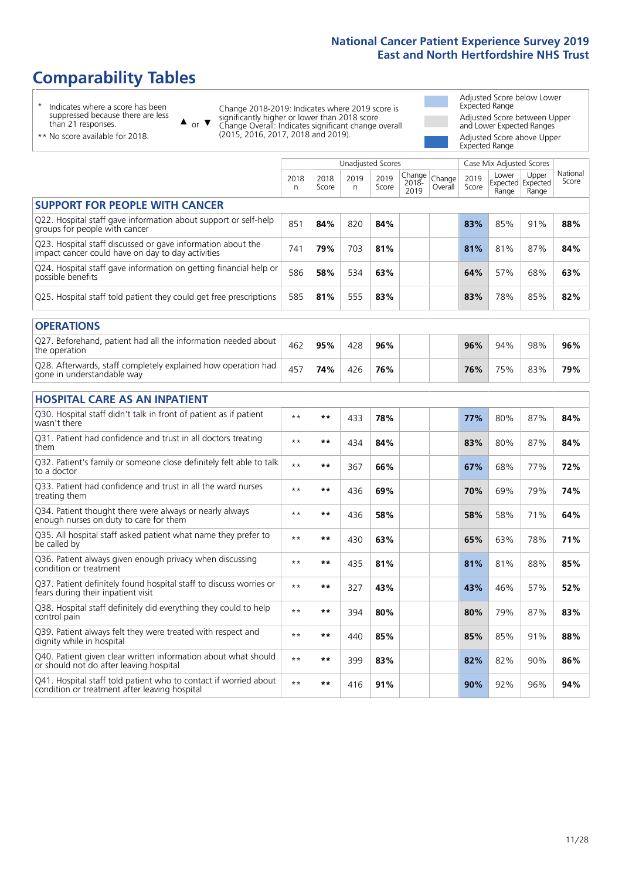# Comparability Tables

\* Indicates where a score has been suppressed because there are less than 21 responses.

\*\* No score available for 2018.

▲ or ▼ Change 2018-2019: Indicates where 2019 score is significantly higher or lower than 2018 score. Change Overall: Indicates significant change overall (2015, 2016, 2017, 2018 and 2019).

Adjusted Score below Lower Expected Range

Adjusted Score between Upper and Lower Expected Ranges

Adjusted Score above Upper Expected Range

| | Unadjusted Scores | | | | | | Case Mix Adjusted Scores | | | National |
|---|---|---|---|---|---|---|---|---|---|---|
| | 2018 n | 2018 Score | 2019 n | 2019 Score | Change 2018-2019 | Change Overall | 2019 Score | Lower Expected Range | Upper Expected Range | National Score |
| **SUPPORT FOR PEOPLE WITH CANCER** | | | | | | | | | | |
| Q22. Hospital staff gave information about support or self-help groups for people with cancer | 851 | **84%** | 820 | **84%** | | | **83%** | 85% | 91% | **88%** |
| Q23. Hospital staff discussed or gave information about the impact cancer could have on day to day activities | 741 | **79%** | 703 | **81%** | | | **81%** | 81% | 87% | **84%** |
| Q24. Hospital staff gave information on getting financial help or possible benefits | 586 | **58%** | 534 | **63%** | | | **64%** | 57% | 68% | **63%** |
| Q25. Hospital staff told patient they could get free prescriptions | 585 | **81%** | 555 | **83%** | | | **83%** | 78% | 85% | **82%** |
| **OPERATIONS** | | | | | | | | | | |
| Q27. Beforehand, patient had all the information needed about the operation | 462 | **95%** | 428 | **96%** | | | **96%** | 94% | 98% | **96%** |
| Q28. Afterwards, staff completely explained how operation had gone in understandable way | 457 | **74%** | 426 | **76%** | | | **76%** | 75% | 83% | **79%** |
| **HOSPITAL CARE AS AN INPATIENT** | | | | | | | | | | |
| Q30. Hospital staff didn't talk in front of patient as if patient wasn't there | \*\* | **\*\*** | 433 | **78%** | | | **77%** | 80% | 87% | **84%** |
| Q31. Patient had confidence and trust in all doctors treating them | \*\* | **\*\*** | 434 | **84%** | | | **83%** | 80% | 87% | **84%** |
| Q32. Patient's family or someone close definitely felt able to talk to a doctor | \*\* | **\*\*** | 367 | **66%** | | | **67%** | 68% | 77% | **72%** |
| Q33. Patient had confidence and trust in all the ward nurses treating them | \*\* | **\*\*** | 436 | **69%** | | | **70%** | 69% | 79% | **74%** |
| Q34. Patient thought there were always or nearly always enough nurses on duty to care for them | \*\* | **\*\*** | 436 | **58%** | | | **58%** | 58% | 71% | **64%** |
| Q35. All hospital staff asked patient what name they prefer to be called by | \*\* | **\*\*** | 430 | **63%** | | | **65%** | 63% | 78% | **71%** |
| Q36. Patient always given enough privacy when discussing condition or treatment | \*\* | **\*\*** | 435 | **81%** | | | **81%** | 81% | 88% | **85%** |
| Q37. Patient definitely found hospital staff to discuss worries or fears during their inpatient visit | \*\* | **\*\*** | 327 | **43%** | | | **43%** | 46% | 57% | **52%** |
| Q38. Hospital staff definitely did everything they could to help control pain | \*\* | **\*\*** | 394 | **80%** | | | **80%** | 79% | 87% | **83%** |
| Q39. Patient always felt they were treated with respect and dignity while in hospital | \*\* | **\*\*** | 440 | **85%** | | | **85%** | 85% | 91% | **88%** |
| Q40. Patient given clear written information about what should or should not do after leaving hospital | \*\* | **\*\*** | 399 | **83%** | | | **82%** | 82% | 90% | **86%** |
| Q41. Hospital staff told patient who to contact if worried about condition or treatment after leaving hospital | \*\* | **\*\*** | 416 | **91%** | | | **90%** | 92% | 96% | **94%** |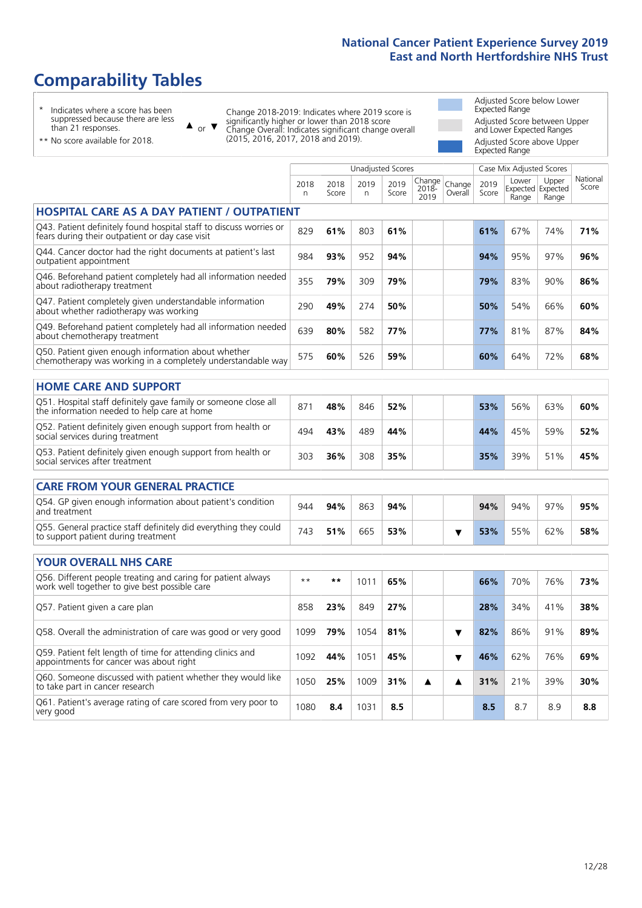# Comparability Tables

- \* Indicates where a score has been suppressed because there are less than 21 responses.
- \*\* No score available for 2018.

▲ or ▼ Change 2018-2019: Indicates where 2019 score is significantly higher or lower than 2018 score. Change Overall: Indicates significant change overall (2015, 2016, 2017, 2018 and 2019).

- Adjusted Score below Lower Expected Range
- Adjusted Score between Upper and Lower Expected Ranges
- Adjusted Score above Upper Expected Range

| | Unadjusted Scores | | | | | | Case Mix Adjusted Scores | | | |
|---|---|---|---|---|---|---|---|---|---|---|
| | 2018 n | 2018 Score | 2019 n | 2019 Score | Change 2018-2019 | Change Overall | 2019 Score | Lower Expected Range | Upper Expected Range | National Score |
| **HOSPITAL CARE AS A DAY PATIENT / OUTPATIENT** | | | | | | | | | | |
| Q43. Patient definitely found hospital staff to discuss worries or fears during their outpatient or day case visit | 829 | **61%** | 803 | **61%** | | | **61%** | 67% | 74% | **71%** |
| Q44. Cancer doctor had the right documents at patient's last outpatient appointment | 984 | **93%** | 952 | **94%** | | | **94%** | 95% | 97% | **96%** |
| Q46. Beforehand patient completely had all information needed about radiotherapy treatment | 355 | **79%** | 309 | **79%** | | | **79%** | 83% | 90% | **86%** |
| Q47. Patient completely given understandable information about whether radiotherapy was working | 290 | **49%** | 274 | **50%** | | | **50%** | 54% | 66% | **60%** |
| Q49. Beforehand patient completely had all information needed about chemotherapy treatment | 639 | **80%** | 582 | **77%** | | | **77%** | 81% | 87% | **84%** |
| Q50. Patient given enough information about whether chemotherapy was working in a completely understandable way | 575 | **60%** | 526 | **59%** | | | **60%** | 64% | 72% | **68%** |
| **HOME CARE AND SUPPORT** | | | | | | | | | | |
| Q51. Hospital staff definitely gave family or someone close all the information needed to help care at home | 871 | **48%** | 846 | **52%** | | | **53%** | 56% | 63% | **60%** |
| Q52. Patient definitely given enough support from health or social services during treatment | 494 | **43%** | 489 | **44%** | | | **44%** | 45% | 59% | **52%** |
| Q53. Patient definitely given enough support from health or social services after treatment | 303 | **36%** | 308 | **35%** | | | **35%** | 39% | 51% | **45%** |
| **CARE FROM YOUR GENERAL PRACTICE** | | | | | | | | | | |
| Q54. GP given enough information about patient's condition and treatment | 944 | **94%** | 863 | **94%** | | | **94%** | 94% | 97% | **95%** |
| Q55. General practice staff definitely did everything they could to support patient during treatment | 743 | **51%** | 665 | **53%** | | ▼ | **53%** | 55% | 62% | **58%** |
| **YOUR OVERALL NHS CARE** | | | | | | | | | | |
| Q56. Different people treating and caring for patient always work well together to give best possible care | ** | ** | 1011 | **65%** | | | **66%** | 70% | 76% | **73%** |
| Q57. Patient given a care plan | 858 | **23%** | 849 | **27%** | | | **28%** | 34% | 41% | **38%** |
| Q58. Overall the administration of care was good or very good | 1099 | **79%** | 1054 | **81%** | | ▼ | **82%** | 86% | 91% | **89%** |
| Q59. Patient felt length of time for attending clinics and appointments for cancer was about right | 1092 | **44%** | 1051 | **45%** | | ▼ | **46%** | 62% | 76% | **69%** |
| Q60. Someone discussed with patient whether they would like to take part in cancer research | 1050 | **25%** | 1009 | **31%** | ▲ | ▲ | **31%** | 21% | 39% | **30%** |
| Q61. Patient's average rating of care scored from very poor to very good | 1080 | **8.4** | 1031 | **8.5** | | | **8.5** | 8.7 | 8.9 | **8.8** |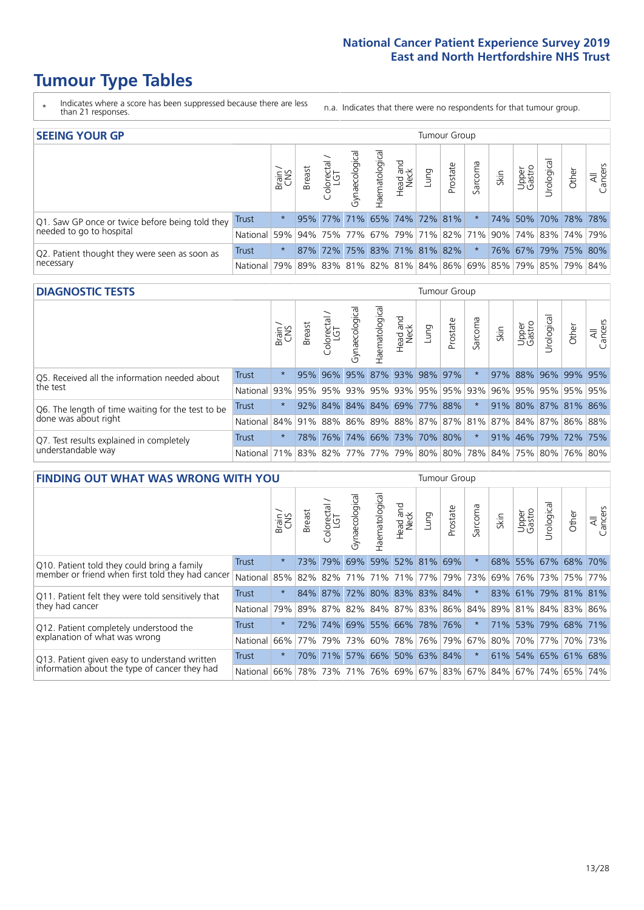# Tumour Type Tables

\* Indicates where a score has been suppressed because there are less than 21 responses.

n.a. Indicates that there were no respondents for that tumour group.

## SEEING YOUR GP

| | | Brain / CNS | Breast | Colorectal / LGT | Gynaecological | Haematological | Head and Neck | Lung | Prostate | Sarcoma | Skin | Upper Gastro | Urological | Other | All Cancers |
|---|---|---|---|---|---|---|---|---|---|---|---|---|---|---|---|
| Q1. Saw GP once or twice before being told they needed to go to hospital | Trust | * | 95% | 77% | 71% | 65% | 74% | 72% | 81% | * | 74% | 50% | 70% | 78% | 78% |
| | National | 59% | 94% | 75% | 77% | 67% | 79% | 71% | 82% | 71% | 90% | 74% | 83% | 74% | 79% |
| Q2. Patient thought they were seen as soon as necessary | Trust | * | 87% | 72% | 75% | 83% | 71% | 81% | 82% | * | 76% | 67% | 79% | 75% | 80% |
| | National | 79% | 89% | 83% | 81% | 82% | 81% | 84% | 86% | 69% | 85% | 79% | 85% | 79% | 84% |

## DIAGNOSTIC TESTS

| | | Brain / CNS | Breast | Colorectal / LGT | Gynaecological | Haematological | Head and Neck | Lung | Prostate | Sarcoma | Skin | Upper Gastro | Urological | Other | All Cancers |
|---|---|---|---|---|---|---|---|---|---|---|---|---|---|---|---|
| Q5. Received all the information needed about the test | Trust | * | 95% | 96% | 95% | 87% | 93% | 98% | 97% | * | 97% | 88% | 96% | 99% | 95% |
| | National | 93% | 95% | 95% | 93% | 95% | 93% | 95% | 95% | 93% | 96% | 95% | 95% | 95% | 95% |
| Q6. The length of time waiting for the test to be done was about right | Trust | * | 92% | 84% | 84% | 84% | 69% | 77% | 88% | * | 91% | 80% | 87% | 81% | 86% |
| | National | 84% | 91% | 88% | 86% | 89% | 88% | 87% | 87% | 81% | 87% | 84% | 87% | 86% | 88% |
| Q7. Test results explained in completely understandable way | Trust | * | 78% | 76% | 74% | 66% | 73% | 70% | 80% | * | 91% | 46% | 79% | 72% | 75% |
| | National | 71% | 83% | 82% | 77% | 77% | 79% | 80% | 80% | 78% | 84% | 75% | 80% | 76% | 80% |

## FINDING OUT WHAT WAS WRONG WITH YOU

| | | Brain / CNS | Breast | Colorectal / LGT | Gynaecological | Haematological | Head and Neck | Lung | Prostate | Sarcoma | Skin | Upper Gastro | Urological | Other | All Cancers |
|---|---|---|---|---|---|---|---|---|---|---|---|---|---|---|---|
| Q10. Patient told they could bring a family member or friend when first told they had cancer | Trust | * | 73% | 79% | 69% | 59% | 52% | 81% | 69% | * | 68% | 55% | 67% | 68% | 70% |
| | National | 85% | 82% | 82% | 71% | 71% | 71% | 77% | 79% | 73% | 69% | 76% | 73% | 75% | 77% |
| Q11. Patient felt they were told sensitively that they had cancer | Trust | * | 84% | 87% | 72% | 80% | 83% | 83% | 84% | * | 83% | 61% | 79% | 81% | 81% |
| | National | 79% | 89% | 87% | 82% | 84% | 87% | 83% | 86% | 84% | 89% | 81% | 84% | 83% | 86% |
| Q12. Patient completely understood the explanation of what was wrong | Trust | * | 72% | 74% | 69% | 55% | 66% | 78% | 76% | * | 71% | 53% | 79% | 68% | 71% |
| | National | 66% | 77% | 79% | 73% | 60% | 78% | 76% | 79% | 67% | 80% | 70% | 77% | 70% | 73% |
| Q13. Patient given easy to understand written information about the type of cancer they had | Trust | * | 70% | 71% | 57% | 66% | 50% | 63% | 84% | * | 61% | 54% | 65% | 61% | 68% |
| | National | 66% | 78% | 73% | 71% | 76% | 69% | 67% | 83% | 67% | 84% | 67% | 74% | 65% | 74% |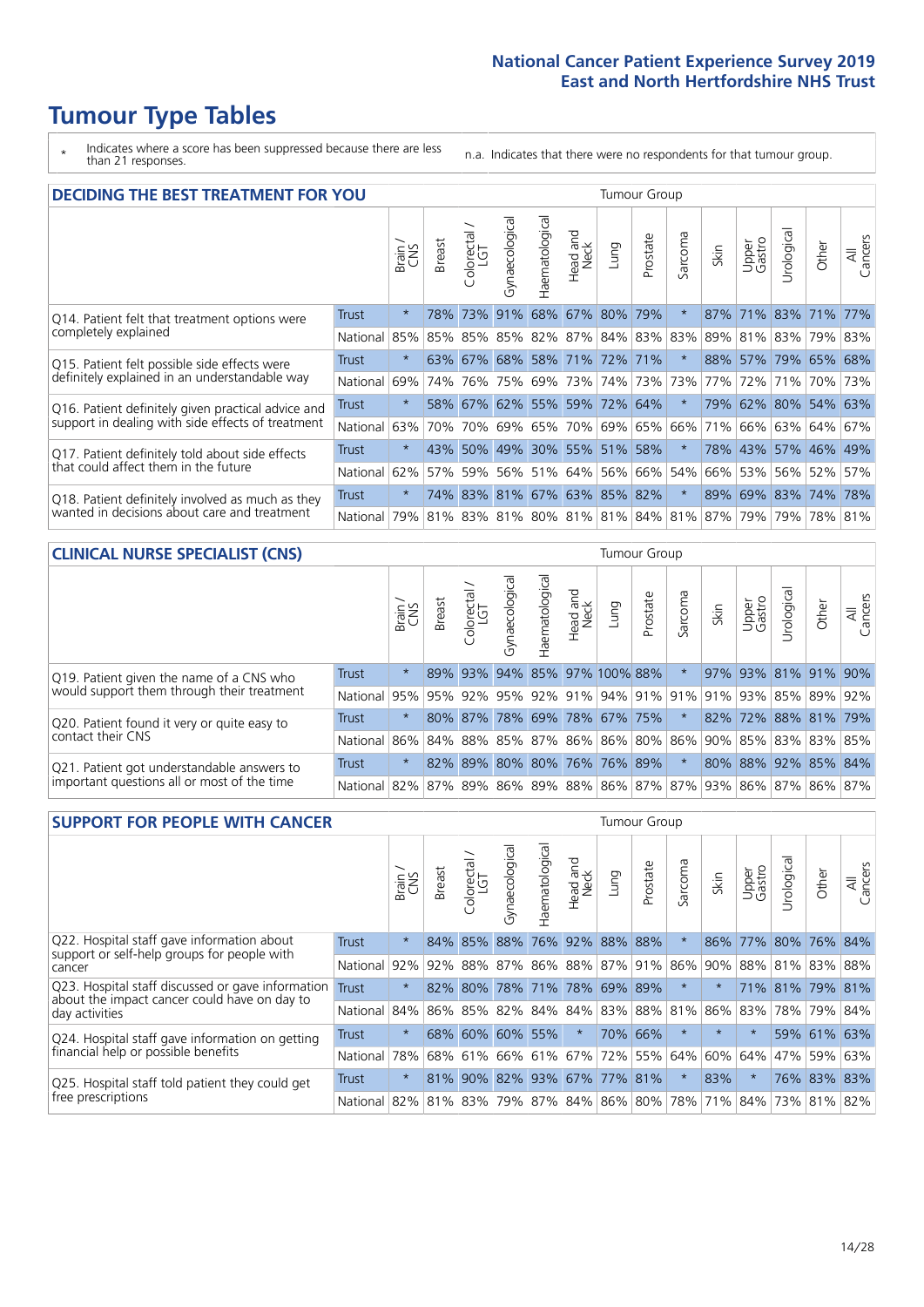# Tumour Type Tables

\* Indicates where a score has been suppressed because there are less than 21 responses.

n.a. Indicates that there were no respondents for that tumour group.

## DECIDING THE BEST TREATMENT FOR YOU

| | | Brain / CNS | Breast | Colorectal / LGT | Gynaecological | Haematological | Head and Neck | Lung | Prostate | Sarcoma | Skin | Upper Gastro | Urological | Other | All Cancers |
|---|---|---|---|---|---|---|---|---|---|---|---|---|---|---|---|
| Q14. Patient felt that treatment options were completely explained | Trust | * | 78% | 73% | 91% | 68% | 67% | 80% | 79% | * | 87% | 71% | 83% | 71% | 77% |
| | National | 85% | 85% | 85% | 85% | 82% | 87% | 84% | 83% | 83% | 89% | 81% | 83% | 79% | 83% |
| Q15. Patient felt possible side effects were definitely explained in an understandable way | Trust | * | 63% | 67% | 68% | 58% | 71% | 72% | 71% | * | 88% | 57% | 79% | 65% | 68% |
| | National | 69% | 74% | 76% | 75% | 69% | 73% | 74% | 73% | 73% | 77% | 72% | 71% | 70% | 73% |
| Q16. Patient definitely given practical advice and support in dealing with side effects of treatment | Trust | * | 58% | 67% | 62% | 55% | 59% | 72% | 64% | * | 79% | 62% | 80% | 54% | 63% |
| | National | 63% | 70% | 70% | 69% | 65% | 70% | 69% | 65% | 66% | 71% | 66% | 63% | 64% | 67% |
| Q17. Patient definitely told about side effects that could affect them in the future | Trust | * | 43% | 50% | 49% | 30% | 55% | 51% | 58% | * | 78% | 43% | 57% | 46% | 49% |
| | National | 62% | 57% | 59% | 56% | 51% | 64% | 56% | 66% | 54% | 66% | 53% | 56% | 52% | 57% |
| Q18. Patient definitely involved as much as they wanted in decisions about care and treatment | Trust | * | 74% | 83% | 81% | 67% | 63% | 85% | 82% | * | 89% | 69% | 83% | 74% | 78% |
| | National | 79% | 81% | 83% | 81% | 80% | 81% | 81% | 84% | 81% | 87% | 79% | 79% | 78% | 81% |

## CLINICAL NURSE SPECIALIST (CNS)

| | | Brain / CNS | Breast | Colorectal / LGT | Gynaecological | Haematological | Head and Neck | Lung | Prostate | Sarcoma | Skin | Upper Gastro | Urological | Other | All Cancers |
|---|---|---|---|---|---|---|---|---|---|---|---|---|---|---|---|
| Q19. Patient given the name of a CNS who would support them through their treatment | Trust | * | 89% | 93% | 94% | 85% | 97% | 100% | 88% | * | 97% | 93% | 81% | 91% | 90% |
| | National | 95% | 95% | 92% | 95% | 92% | 91% | 94% | 91% | 91% | 91% | 93% | 85% | 89% | 92% |
| Q20. Patient found it very or quite easy to contact their CNS | Trust | * | 80% | 87% | 78% | 69% | 78% | 67% | 75% | * | 82% | 72% | 88% | 81% | 79% |
| | National | 86% | 84% | 88% | 85% | 87% | 86% | 86% | 80% | 86% | 90% | 85% | 83% | 83% | 85% |
| Q21. Patient got understandable answers to important questions all or most of the time | Trust | * | 82% | 89% | 80% | 80% | 76% | 76% | 89% | * | 80% | 88% | 92% | 85% | 84% |
| | National | 82% | 87% | 89% | 86% | 89% | 88% | 86% | 87% | 87% | 93% | 86% | 87% | 86% | 87% |

## SUPPORT FOR PEOPLE WITH CANCER

| | | Brain / CNS | Breast | Colorectal / LGT | Gynaecological | Haematological | Head and Neck | Lung | Prostate | Sarcoma | Skin | Upper Gastro | Urological | Other | All Cancers |
|---|---|---|---|---|---|---|---|---|---|---|---|---|---|---|---|
| Q22. Hospital staff gave information about support or self-help groups for people with cancer | Trust | * | 84% | 85% | 88% | 76% | 92% | 88% | 88% | * | 86% | 77% | 80% | 76% | 84% |
| | National | 92% | 92% | 88% | 87% | 86% | 88% | 87% | 91% | 86% | 90% | 88% | 81% | 83% | 88% |
| Q23. Hospital staff discussed or gave information about the impact cancer could have on day to day activities | Trust | * | 82% | 80% | 78% | 71% | 78% | 69% | 89% | * | * | 71% | 81% | 79% | 81% |
| | National | 84% | 86% | 85% | 82% | 84% | 84% | 83% | 88% | 81% | 86% | 83% | 78% | 79% | 84% |
| Q24. Hospital staff gave information on getting financial help or possible benefits | Trust | * | 68% | 60% | 60% | 55% | * | 70% | 66% | * | * | * | 59% | 61% | 63% |
| | National | 78% | 68% | 61% | 66% | 61% | 67% | 72% | 55% | 64% | 60% | 64% | 47% | 59% | 63% |
| Q25. Hospital staff told patient they could get free prescriptions | Trust | * | 81% | 90% | 82% | 93% | 67% | 77% | 81% | * | 83% | * | 76% | 83% | 83% |
| | National | 82% | 81% | 83% | 79% | 87% | 84% | 86% | 80% | 78% | 71% | 84% | 73% | 81% | 82% |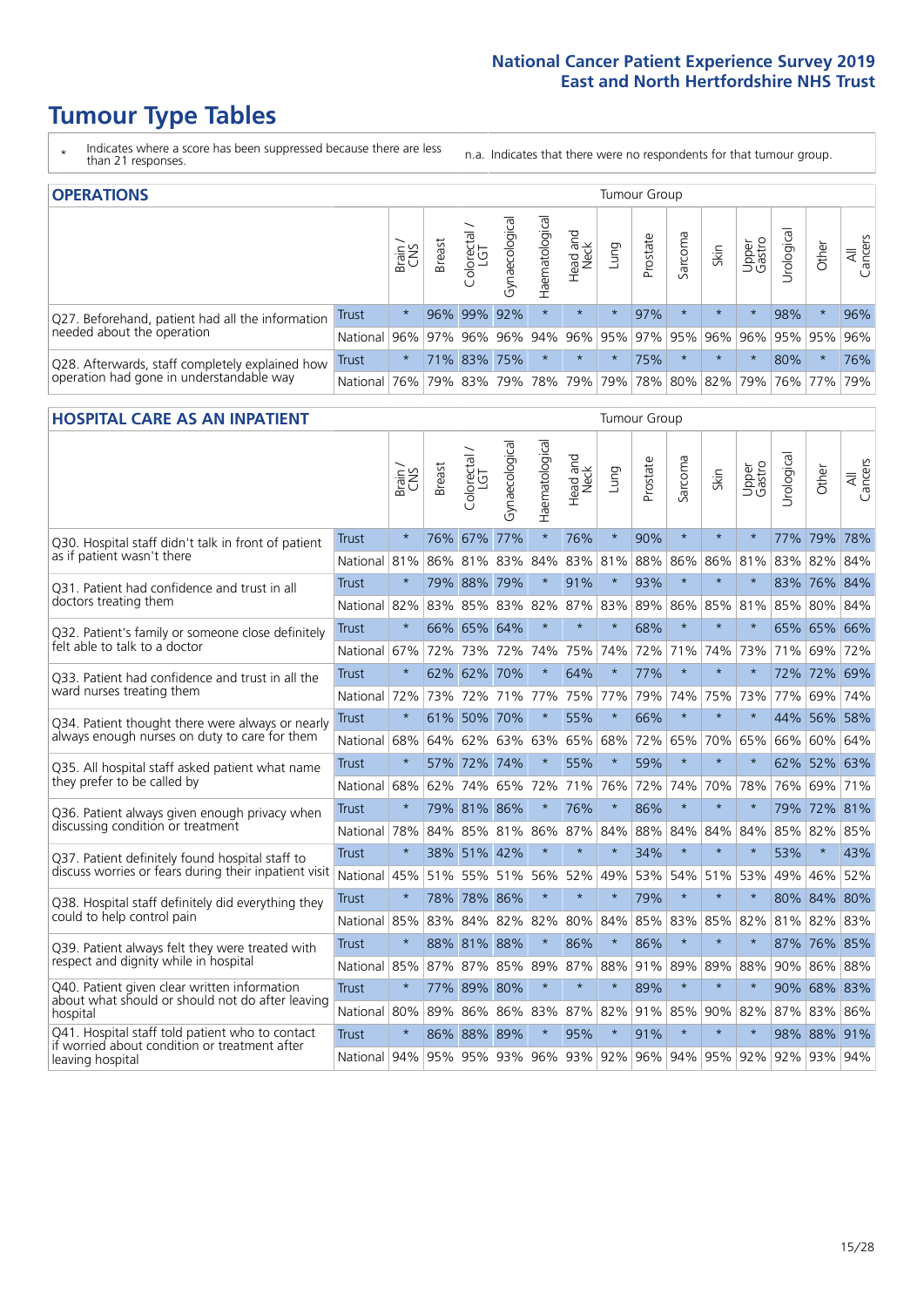# Tumour Type Tables

- \* Indicates where a score has been suppressed because there are less than 21 responses.
- n.a. Indicates that there were no respondents for that tumour group.

## OPERATIONS

| | | Brain / CNS | Breast | Colorectal / LGT | Gynaecological | Haematological | Head and Neck | Lung | Prostate | Sarcoma | Skin | Upper Gastro | Urological | Other | All Cancers |
|---|---|---|---|---|---|---|---|---|---|---|---|---|---|---|---|
| Q27. Beforehand, patient had all the information needed about the operation | Trust | * | 96% | 99% | 92% | * | * | * | 97% | * | * | * | 98% | * | 96% |
| | National | 96% | 97% | 96% | 96% | 94% | 96% | 95% | 97% | 95% | 96% | 96% | 95% | 95% | 96% |
| Q28. Afterwards, staff completely explained how operation had gone in understandable way | Trust | * | 71% | 83% | 75% | * | * | * | 75% | * | * | * | 80% | * | 76% |
| | National | 76% | 79% | 83% | 79% | 78% | 79% | 79% | 78% | 80% | 82% | 79% | 76% | 77% | 79% |

## HOSPITAL CARE AS AN INPATIENT

| | | Brain / CNS | Breast | Colorectal / LGT | Gynaecological | Haematological | Head and Neck | Lung | Prostate | Sarcoma | Skin | Upper Gastro | Urological | Other | All Cancers |
|---|---|---|---|---|---|---|---|---|---|---|---|---|---|---|---|
| Q30. Hospital staff didn't talk in front of patient as if patient wasn't there | Trust | * | 76% | 67% | 77% | * | 76% | * | 90% | * | * | * | 77% | 79% | 78% |
| | National | 81% | 86% | 81% | 83% | 84% | 83% | 81% | 88% | 86% | 86% | 81% | 83% | 82% | 84% |
| Q31. Patient had confidence and trust in all doctors treating them | Trust | * | 79% | 88% | 79% | * | 91% | * | 93% | * | * | * | 83% | 76% | 84% |
| | National | 82% | 83% | 85% | 83% | 82% | 87% | 83% | 89% | 86% | 85% | 81% | 85% | 80% | 84% |
| Q32. Patient's family or someone close definitely felt able to talk to a doctor | Trust | * | 66% | 65% | 64% | * | * | * | 68% | * | * | * | 65% | 65% | 66% |
| | National | 67% | 72% | 73% | 72% | 74% | 75% | 74% | 72% | 71% | 74% | 73% | 71% | 69% | 72% |
| Q33. Patient had confidence and trust in all the ward nurses treating them | Trust | * | 62% | 62% | 70% | * | 64% | * | 77% | * | * | * | 72% | 72% | 69% |
| | National | 72% | 73% | 72% | 71% | 77% | 75% | 77% | 79% | 74% | 75% | 73% | 77% | 69% | 74% |
| Q34. Patient thought there were always or nearly always enough nurses on duty to care for them | Trust | * | 61% | 50% | 70% | * | 55% | * | 66% | * | * | * | 44% | 56% | 58% |
| | National | 68% | 64% | 62% | 63% | 63% | 65% | 68% | 72% | 65% | 70% | 65% | 66% | 60% | 64% |
| Q35. All hospital staff asked patient what name they prefer to be called by | Trust | * | 57% | 72% | 74% | * | 55% | * | 59% | * | * | * | 62% | 52% | 63% |
| | National | 68% | 62% | 74% | 65% | 72% | 71% | 76% | 72% | 74% | 70% | 78% | 76% | 69% | 71% |
| Q36. Patient always given enough privacy when discussing condition or treatment | Trust | * | 79% | 81% | 86% | * | 76% | * | 86% | * | * | * | 79% | 72% | 81% |
| | National | 78% | 84% | 85% | 81% | 86% | 87% | 84% | 88% | 84% | 84% | 84% | 85% | 82% | 85% |
| Q37. Patient definitely found hospital staff to discuss worries or fears during their inpatient visit | Trust | * | 38% | 51% | 42% | * | * | * | 34% | * | * | * | 53% | * | 43% |
| | National | 45% | 51% | 55% | 51% | 56% | 52% | 49% | 53% | 54% | 51% | 53% | 49% | 46% | 52% |
| Q38. Hospital staff definitely did everything they could to help control pain | Trust | * | 78% | 78% | 86% | * | * | * | 79% | * | * | * | 80% | 84% | 80% |
| | National | 85% | 83% | 84% | 82% | 82% | 80% | 84% | 85% | 83% | 85% | 82% | 81% | 82% | 83% |
| Q39. Patient always felt they were treated with respect and dignity while in hospital | Trust | * | 88% | 81% | 88% | * | 86% | * | 86% | * | * | * | 87% | 76% | 85% |
| | National | 85% | 87% | 87% | 85% | 89% | 87% | 88% | 91% | 89% | 89% | 88% | 90% | 86% | 88% |
| Q40. Patient given clear written information about what should or should not do after leaving hospital | Trust | * | 77% | 89% | 80% | * | * | * | 89% | * | * | * | 90% | 68% | 83% |
| | National | 80% | 89% | 86% | 86% | 83% | 87% | 82% | 91% | 85% | 90% | 82% | 87% | 83% | 86% |
| Q41. Hospital staff told patient who to contact if worried about condition or treatment after leaving hospital | Trust | * | 86% | 88% | 89% | * | 95% | * | 91% | * | * | * | 98% | 88% | 91% |
| | National | 94% | 95% | 95% | 93% | 96% | 93% | 92% | 96% | 94% | 95% | 92% | 92% | 93% | 94% |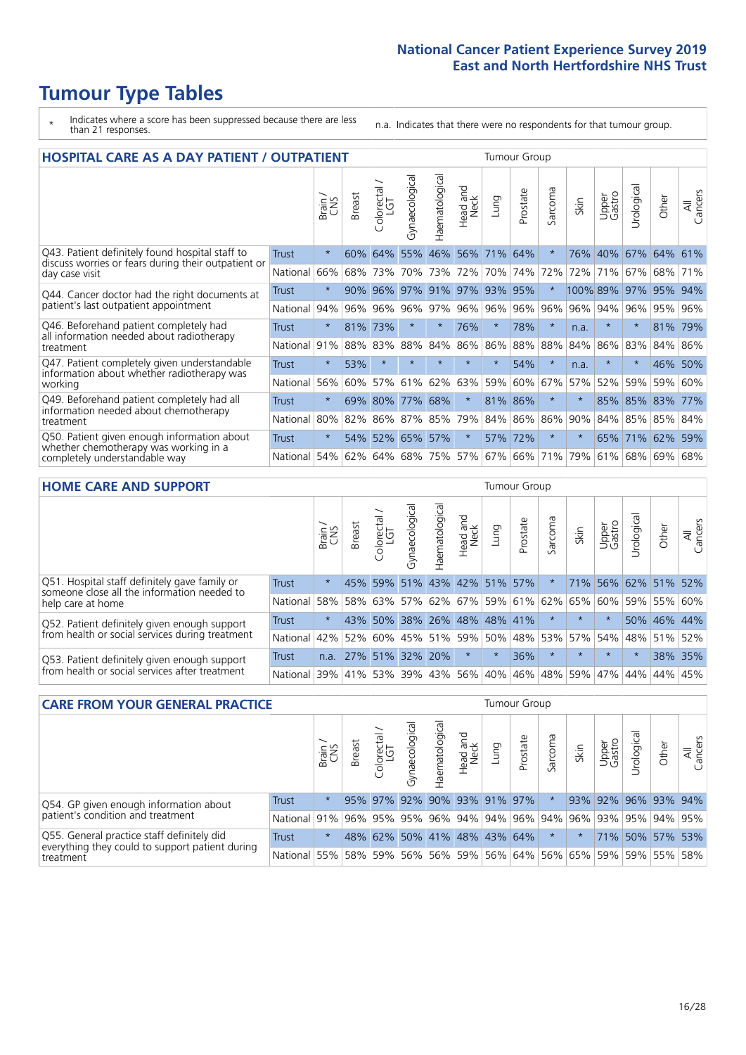# Tumour Type Tables

\* Indicates where a score has been suppressed because there are less than 21 responses.

n.a. Indicates that there were no respondents for that tumour group.

## HOSPITAL CARE AS A DAY PATIENT / OUTPATIENT

| | | Brain / CNS | Breast | Colorectal / LGT | Gynaecological | Haematological | Head and Neck | Lung | Prostate | Sarcoma | Skin | Upper Gastro | Urological | Other | All Cancers |
|---|---|---|---|---|---|---|---|---|---|---|---|---|---|---|---|
| Q43. Patient definitely found hospital staff to discuss worries or fears during their outpatient or day case visit | Trust | * | 60% | 64% | 55% | 46% | 56% | 71% | 64% | * | 76% | 40% | 67% | 64% | 61% |
| | National | 66% | 68% | 73% | 70% | 73% | 72% | 70% | 74% | 72% | 72% | 71% | 67% | 68% | 71% |
| Q44. Cancer doctor had the right documents at patient's last outpatient appointment | Trust | * | 90% | 96% | 97% | 91% | 97% | 93% | 95% | * | 100% | 89% | 97% | 95% | 94% |
| | National | 94% | 96% | 96% | 96% | 97% | 96% | 96% | 96% | 96% | 96% | 94% | 96% | 95% | 96% |
| Q46. Beforehand patient completely had all information needed about radiotherapy treatment | Trust | * | 81% | 73% | * | * | 76% | * | 78% | * | n.a. | * | * | 81% | 79% |
| | National | 91% | 88% | 83% | 88% | 84% | 86% | 86% | 88% | 88% | 84% | 86% | 83% | 84% | 86% |
| Q47. Patient completely given understandable information about whether radiotherapy was working | Trust | * | 53% | * | * | * | * | * | 54% | * | n.a. | * | * | 46% | 50% |
| | National | 56% | 60% | 57% | 61% | 62% | 63% | 59% | 60% | 67% | 57% | 52% | 59% | 59% | 60% |
| Q49. Beforehand patient completely had all information needed about chemotherapy treatment | Trust | * | 69% | 80% | 77% | 68% | * | 81% | 86% | * | * | 85% | 85% | 83% | 77% |
| | National | 80% | 82% | 86% | 87% | 85% | 79% | 84% | 86% | 86% | 90% | 84% | 85% | 85% | 84% |
| Q50. Patient given enough information about whether chemotherapy was working in a completely understandable way | Trust | * | 54% | 52% | 65% | 57% | * | 57% | 72% | * | * | 65% | 71% | 62% | 59% |
| | National | 54% | 62% | 64% | 68% | 75% | 57% | 67% | 66% | 71% | 79% | 61% | 68% | 69% | 68% |

## HOME CARE AND SUPPORT

| | | Brain / CNS | Breast | Colorectal / LGT | Gynaecological | Haematological | Head and Neck | Lung | Prostate | Sarcoma | Skin | Upper Gastro | Urological | Other | All Cancers |
|---|---|---|---|---|---|---|---|---|---|---|---|---|---|---|---|
| Q51. Hospital staff definitely gave family or someone close all the information needed to help care at home | Trust | * | 45% | 59% | 51% | 43% | 42% | 51% | 57% | * | 71% | 56% | 62% | 51% | 52% |
| | National | 58% | 58% | 63% | 57% | 62% | 67% | 59% | 61% | 62% | 65% | 60% | 59% | 55% | 60% |
| Q52. Patient definitely given enough support from health or social services during treatment | Trust | * | 43% | 50% | 38% | 26% | 48% | 48% | 41% | * | * | * | 50% | 46% | 44% |
| | National | 42% | 52% | 60% | 45% | 51% | 59% | 50% | 48% | 53% | 57% | 54% | 48% | 51% | 52% |
| Q53. Patient definitely given enough support from health or social services after treatment | Trust | n.a. | 27% | 51% | 32% | 20% | * | * | 36% | * | * | * | * | 38% | 35% |
| | National | 39% | 41% | 53% | 39% | 43% | 56% | 40% | 46% | 48% | 59% | 47% | 44% | 44% | 45% |

## CARE FROM YOUR GENERAL PRACTICE

| | | Brain / CNS | Breast | Colorectal / LGT | Gynaecological | Haematological | Head and Neck | Lung | Prostate | Sarcoma | Skin | Upper Gastro | Urological | Other | All Cancers |
|---|---|---|---|---|---|---|---|---|---|---|---|---|---|---|---|
| Q54. GP given enough information about patient's condition and treatment | Trust | * | 95% | 97% | 92% | 90% | 93% | 91% | 97% | * | 93% | 92% | 96% | 93% | 94% |
| | National | 91% | 96% | 95% | 95% | 96% | 94% | 94% | 96% | 94% | 96% | 93% | 95% | 94% | 95% |
| Q55. General practice staff definitely did everything they could to support patient during treatment | Trust | * | 48% | 62% | 50% | 41% | 48% | 43% | 64% | * | * | 71% | 50% | 57% | 53% |
| | National | 55% | 58% | 59% | 56% | 56% | 59% | 56% | 64% | 56% | 65% | 59% | 59% | 55% | 58% |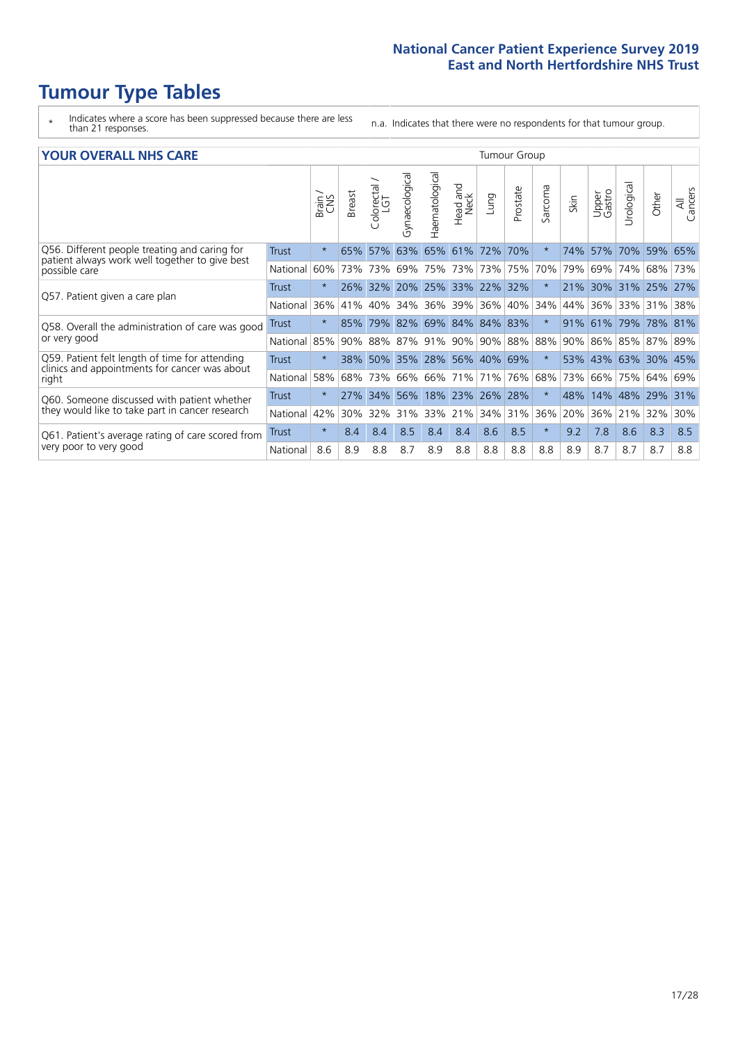# Tumour Type Tables

\* Indicates where a score has been suppressed because there are less than 21 responses.

n.a. Indicates that there were no respondents for that tumour group.

## YOUR OVERALL NHS CARE

| | | Brain / CNS | Breast | Colorectal / LGT | Gynaecological | Haematological | Head and Neck | Lung | Prostate | Sarcoma | Skin | Upper Gastro | Urological | Other | All Cancers |
|---|---|---|---|---|---|---|---|---|---|---|---|---|---|---|---|
| Q56. Different people treating and caring for patient always work well together to give best possible care | Trust | * | 65% | 57% | 63% | 65% | 61% | 72% | 70% | * | 74% | 57% | 70% | 59% | 65% |
| | National | 60% | 73% | 73% | 69% | 75% | 73% | 73% | 75% | 70% | 79% | 69% | 74% | 68% | 73% |
| Q57. Patient given a care plan | Trust | * | 26% | 32% | 20% | 25% | 33% | 22% | 32% | * | 21% | 30% | 31% | 25% | 27% |
| | National | 36% | 41% | 40% | 34% | 36% | 39% | 36% | 40% | 34% | 44% | 36% | 33% | 31% | 38% |
| Q58. Overall the administration of care was good or very good | Trust | * | 85% | 79% | 82% | 69% | 84% | 84% | 83% | * | 91% | 61% | 79% | 78% | 81% |
| | National | 85% | 90% | 88% | 87% | 91% | 90% | 90% | 88% | 88% | 90% | 86% | 85% | 87% | 89% |
| Q59. Patient felt length of time for attending clinics and appointments for cancer was about right | Trust | * | 38% | 50% | 35% | 28% | 56% | 40% | 69% | * | 53% | 43% | 63% | 30% | 45% |
| | National | 58% | 68% | 73% | 66% | 66% | 71% | 71% | 76% | 68% | 73% | 66% | 75% | 64% | 69% |
| Q60. Someone discussed with patient whether they would like to take part in cancer research | Trust | * | 27% | 34% | 56% | 18% | 23% | 26% | 28% | * | 48% | 14% | 48% | 29% | 31% |
| | National | 42% | 30% | 32% | 31% | 33% | 21% | 34% | 31% | 36% | 20% | 36% | 21% | 32% | 30% |
| Q61. Patient's average rating of care scored from very poor to very good | Trust | * | 8.4 | 8.4 | 8.5 | 8.4 | 8.4 | 8.6 | 8.5 | * | 9.2 | 7.8 | 8.6 | 8.3 | 8.5 |
| | National | 8.6 | 8.9 | 8.8 | 8.7 | 8.9 | 8.8 | 8.8 | 8.8 | 8.8 | 8.9 | 8.7 | 8.7 | 8.7 | 8.8 |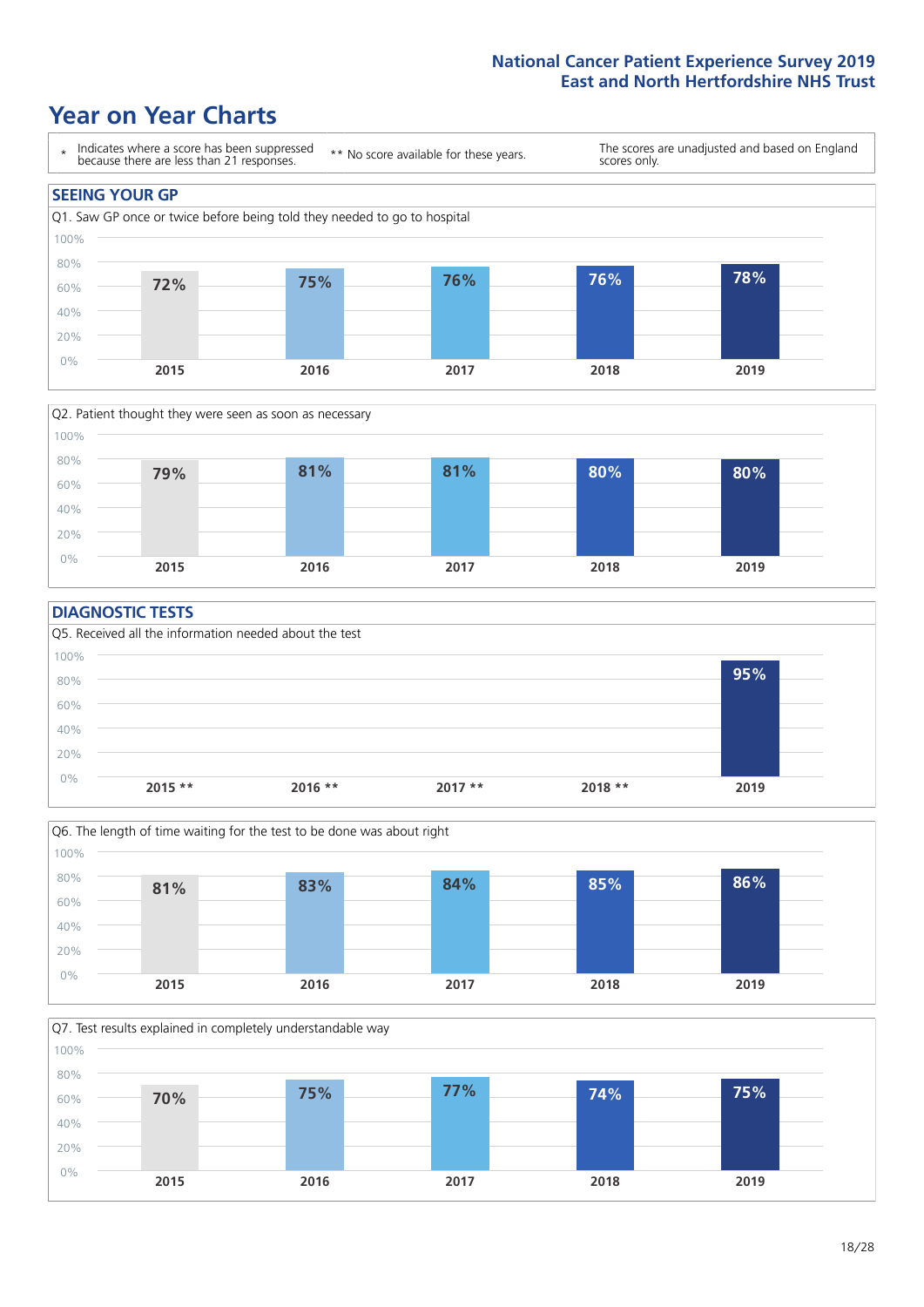# Year on Year Charts

| * Indicates where a score has been suppressed because there are less than 21 responses. | ** No score available for these years. | The scores are unadjusted and based on England scores only. |
|---|---|---|

## SEEING YOUR GP

Q1. Saw GP once or twice before being told they needed to go to hospital

| 2015 | 2016 | 2017 | 2018 | 2019 |
|---|---|---|---|---|
| 72% | 75% | 76% | 76% | 78% |

Q2. Patient thought they were seen as soon as necessary

| 2015 | 2016 | 2017 | 2018 | 2019 |
|---|---|---|---|---|
| 79% | 81% | 81% | 80% | 80% |

## DIAGNOSTIC TESTS

Q5. Received all the information needed about the test

| 2015 ** | 2016 ** | 2017 ** | 2018 ** | 2019 |
|---|---|---|---|---|
| | | | | 95% |

Q6. The length of time waiting for the test to be done was about right

| 2015 | 2016 | 2017 | 2018 | 2019 |
|---|---|---|---|---|
| 81% | 83% | 84% | 85% | 86% |

Q7. Test results explained in completely understandable way

| 2015 | 2016 | 2017 | 2018 | 2019 |
|---|---|---|---|---|
| 70% | 75% | 77% | 74% | 75% |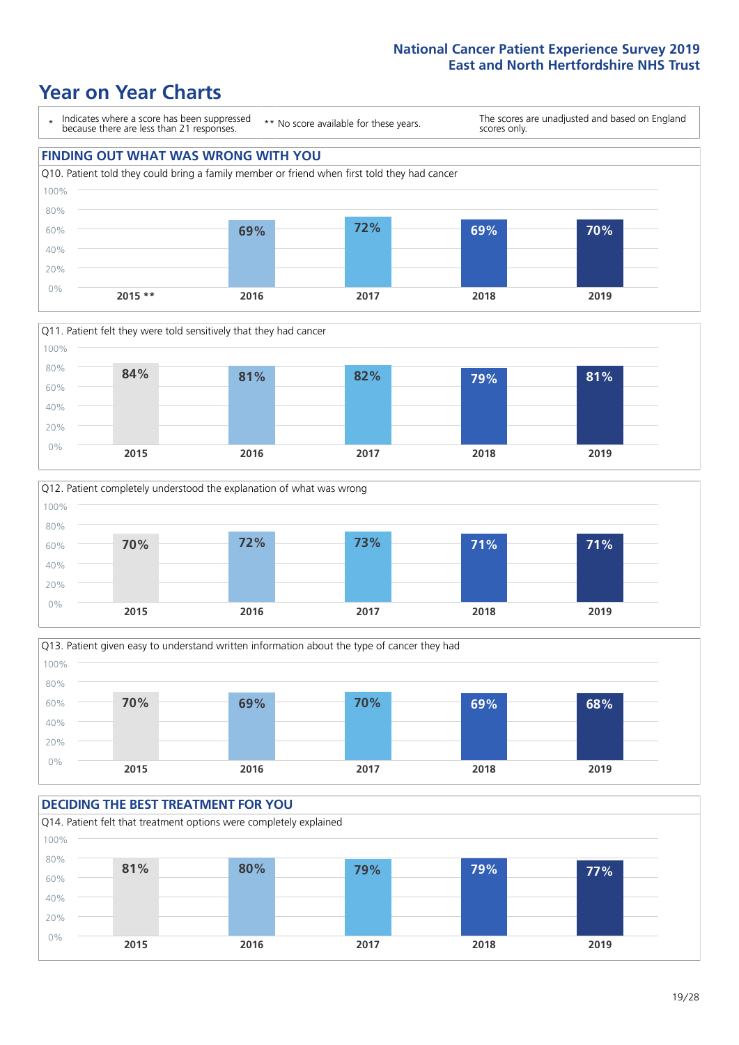# Year on Year Charts

\* Indicates where a score has been suppressed because there are less than 21 responses.

** No score available for these years.

The scores are unadjusted and based on England scores only.

## FINDING OUT WHAT WAS WRONG WITH YOU

Q10. Patient told they could bring a family member or friend when first told they had cancer

| 2015 ** | 2016 | 2017 | 2018 | 2019 |
|---|---|---|---|---|
| | 69% | 72% | 69% | 70% |

Q11. Patient felt they were told sensitively that they had cancer

| 2015 | 2016 | 2017 | 2018 | 2019 |
|---|---|---|---|---|
| 84% | 81% | 82% | 79% | 81% |

Q12. Patient completely understood the explanation of what was wrong

| 2015 | 2016 | 2017 | 2018 | 2019 |
|---|---|---|---|---|
| 70% | 72% | 73% | 71% | 71% |

Q13. Patient given easy to understand written information about the type of cancer they had

| 2015 | 2016 | 2017 | 2018 | 2019 |
|---|---|---|---|---|
| 70% | 69% | 70% | 69% | 68% |

## DECIDING THE BEST TREATMENT FOR YOU

Q14. Patient felt that treatment options were completely explained

| 2015 | 2016 | 2017 | 2018 | 2019 |
|---|---|---|---|---|
| 81% | 80% | 79% | 79% | 77% |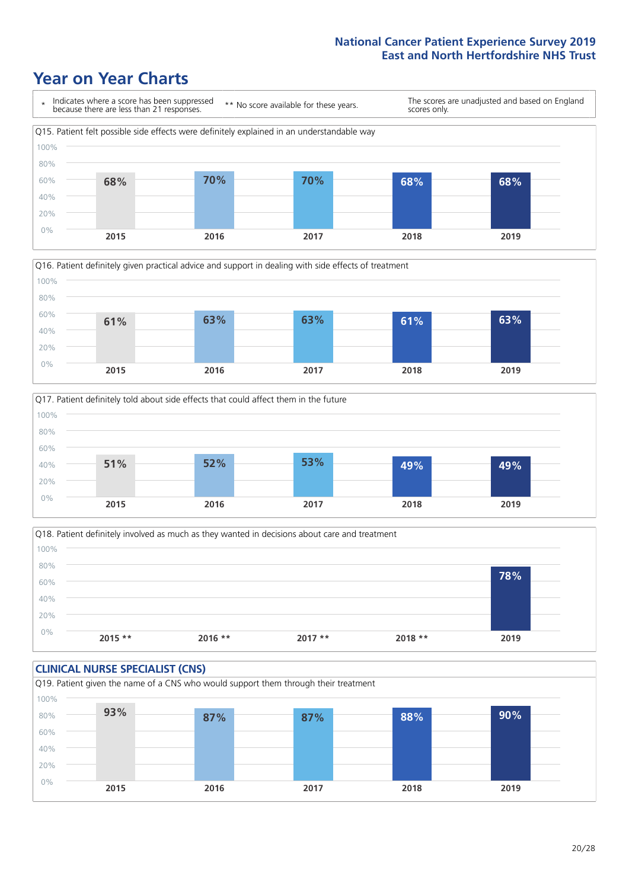# Year on Year Charts

\* Indicates where a score has been suppressed because there are less than 21 responses.

\*\* No score available for these years.

The scores are unadjusted and based on England scores only.

Q15. Patient felt possible side effects were definitely explained in an understandable way

| 2015 | 2016 | 2017 | 2018 | 2019 |
|---|---|---|---|---|
| 68% | 70% | 70% | 68% | 68% |

Q16. Patient definitely given practical advice and support in dealing with side effects of treatment

| 2015 | 2016 | 2017 | 2018 | 2019 |
|---|---|---|---|---|
| 61% | 63% | 63% | 61% | 63% |

Q17. Patient definitely told about side effects that could affect them in the future

| 2015 | 2016 | 2017 | 2018 | 2019 |
|---|---|---|---|---|
| 51% | 52% | 53% | 49% | 49% |

Q18. Patient definitely involved as much as they wanted in decisions about care and treatment

| 2015 ** | 2016 ** | 2017 ** | 2018 ** | 2019 |
|---|---|---|---|---|
| | | | | 78% |

## CLINICAL NURSE SPECIALIST (CNS)

Q19. Patient given the name of a CNS who would support them through their treatment

| 2015 | 2016 | 2017 | 2018 | 2019 |
|---|---|---|---|---|
| 93% | 87% | 87% | 88% | 90% |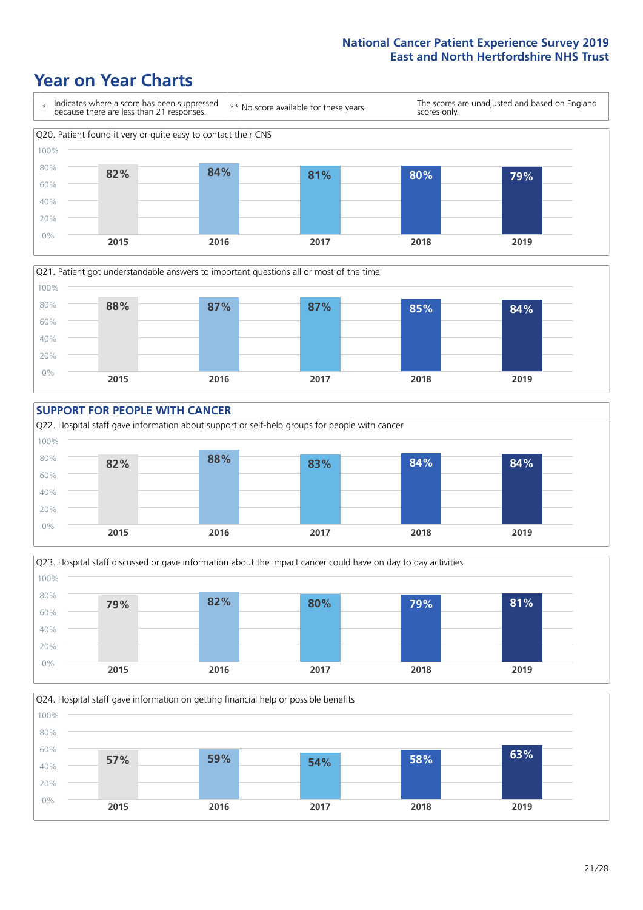# Year on Year Charts

\* Indicates where a score has been suppressed because there are less than 21 responses.

\*\* No score available for these years.

The scores are unadjusted and based on England scores only.

Q20. Patient found it very or quite easy to contact their CNS

| 2015 | 2016 | 2017 | 2018 | 2019 |
| --- | --- | --- | --- | --- |
| 82% | 84% | 81% | 80% | 79% |

Q21. Patient got understandable answers to important questions all or most of the time

| 2015 | 2016 | 2017 | 2018 | 2019 |
| --- | --- | --- | --- | --- |
| 88% | 87% | 87% | 85% | 84% |

## SUPPORT FOR PEOPLE WITH CANCER

Q22. Hospital staff gave information about support or self-help groups for people with cancer

| 2015 | 2016 | 2017 | 2018 | 2019 |
| --- | --- | --- | --- | --- |
| 82% | 88% | 83% | 84% | 84% |

Q23. Hospital staff discussed or gave information about the impact cancer could have on day to day activities

| 2015 | 2016 | 2017 | 2018 | 2019 |
| --- | --- | --- | --- | --- |
| 79% | 82% | 80% | 79% | 81% |

Q24. Hospital staff gave information on getting financial help or possible benefits

| 2015 | 2016 | 2017 | 2018 | 2019 |
| --- | --- | --- | --- | --- |
| 57% | 59% | 54% | 58% | 63% |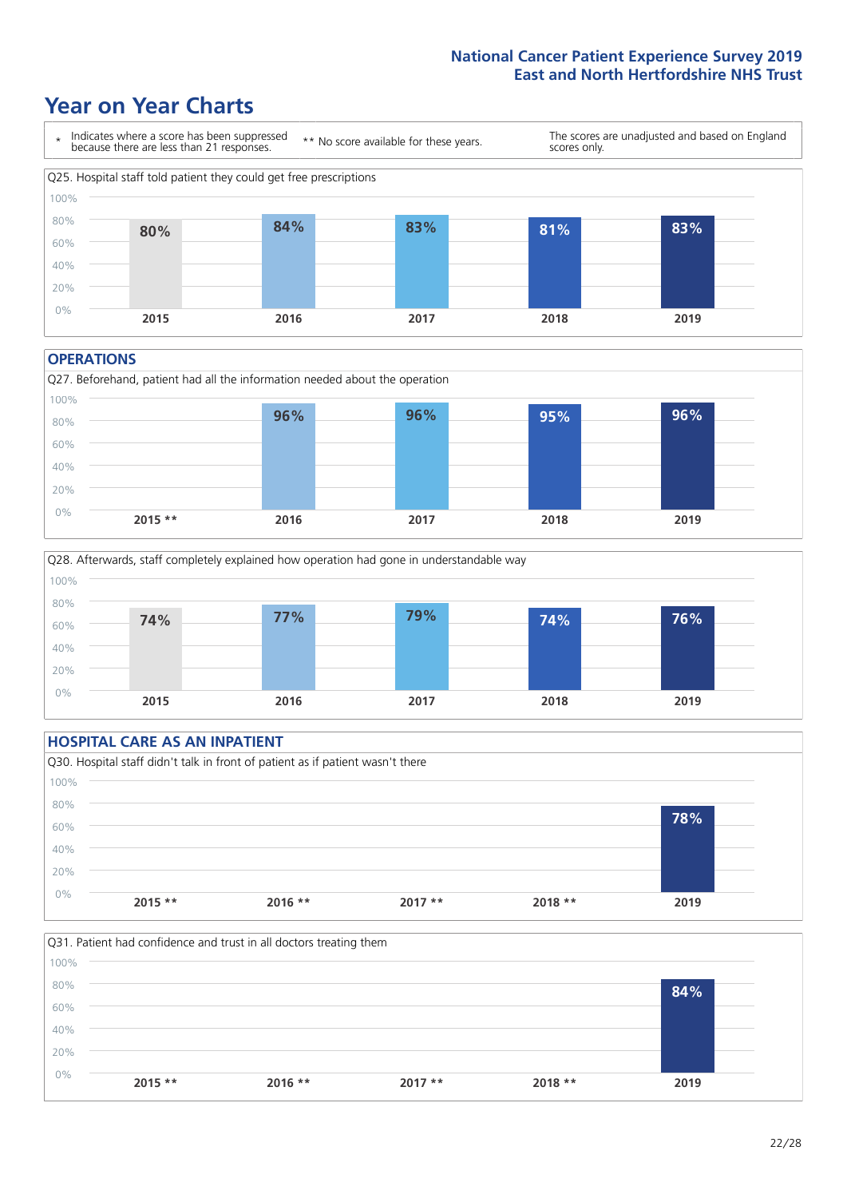# Year on Year Charts

\* Indicates where a score has been suppressed because there are less than 21 responses.

** No score available for these years.

The scores are unadjusted and based on England scores only.

Q25. Hospital staff told patient they could get free prescriptions

| 2015 | 2016 | 2017 | 2018 | 2019 |
|---|---|---|---|---|
| 80% | 84% | 83% | 81% | 83% |

## OPERATIONS

Q27. Beforehand, patient had all the information needed about the operation

| 2015 ** | 2016 | 2017 | 2018 | 2019 |
|---|---|---|---|---|
| | 96% | 96% | 95% | 96% |

Q28. Afterwards, staff completely explained how operation had gone in understandable way

| 2015 | 2016 | 2017 | 2018 | 2019 |
|---|---|---|---|---|
| 74% | 77% | 79% | 74% | 76% |

## HOSPITAL CARE AS AN INPATIENT

Q30. Hospital staff didn't talk in front of patient as if patient wasn't there

| 2015 ** | 2016 ** | 2017 ** | 2018 ** | 2019 |
|---|---|---|---|---|
| | | | | 78% |

Q31. Patient had confidence and trust in all doctors treating them

| 2015 ** | 2016 ** | 2017 ** | 2018 ** | 2019 |
|---|---|---|---|---|
| | | | | 84% |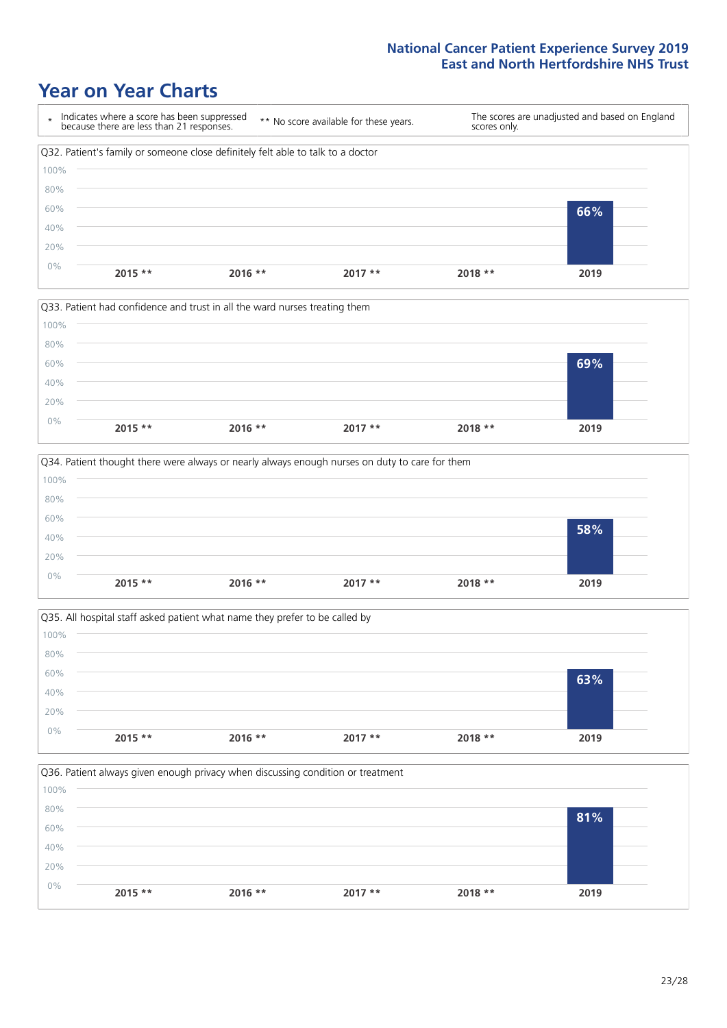# Year on Year Charts

| * Indicates where a score has been suppressed because there are less than 21 responses. | ** No score available for these years. | The scores are unadjusted and based on England scores only. |
|---|---|---|

Q32. Patient's family or someone close definitely felt able to talk to a doctor

| 2015 ** | 2016 ** | 2017 ** | 2018 ** | 2019 |
|---|---|---|---|---|
| | | | | 66% |

Q33. Patient had confidence and trust in all the ward nurses treating them

| 2015 ** | 2016 ** | 2017 ** | 2018 ** | 2019 |
|---|---|---|---|---|
| | | | | 69% |

Q34. Patient thought there were always or nearly always enough nurses on duty to care for them

| 2015 ** | 2016 ** | 2017 ** | 2018 ** | 2019 |
|---|---|---|---|---|
| | | | | 58% |

Q35. All hospital staff asked patient what name they prefer to be called by

| 2015 ** | 2016 ** | 2017 ** | 2018 ** | 2019 |
|---|---|---|---|---|
| | | | | 63% |

Q36. Patient always given enough privacy when discussing condition or treatment

| 2015 ** | 2016 ** | 2017 ** | 2018 ** | 2019 |
|---|---|---|---|---|
| | | | | 81% |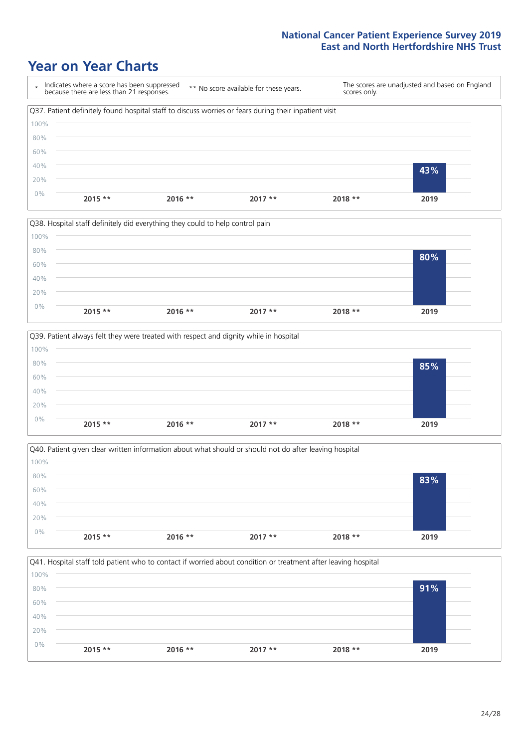# Year on Year Charts

\* Indicates where a score has been suppressed because there are less than 21 responses.

** No score available for these years.

The scores are unadjusted and based on England scores only.

Q37. Patient definitely found hospital staff to discuss worries or fears during their inpatient visit

| 2015 ** | 2016 ** | 2017 ** | 2018 ** | 2019 |
|---|---|---|---|---|
| | | | | 43% |

Q38. Hospital staff definitely did everything they could to help control pain

| 2015 ** | 2016 ** | 2017 ** | 2018 ** | 2019 |
|---|---|---|---|---|
| | | | | 80% |

Q39. Patient always felt they were treated with respect and dignity while in hospital

| 2015 ** | 2016 ** | 2017 ** | 2018 ** | 2019 |
|---|---|---|---|---|
| | | | | 85% |

Q40. Patient given clear written information about what should or should not do after leaving hospital

| 2015 ** | 2016 ** | 2017 ** | 2018 ** | 2019 |
|---|---|---|---|---|
| | | | | 83% |

Q41. Hospital staff told patient who to contact if worried about condition or treatment after leaving hospital

| 2015 ** | 2016 ** | 2017 ** | 2018 ** | 2019 |
|---|---|---|---|---|
| | | | | 91% |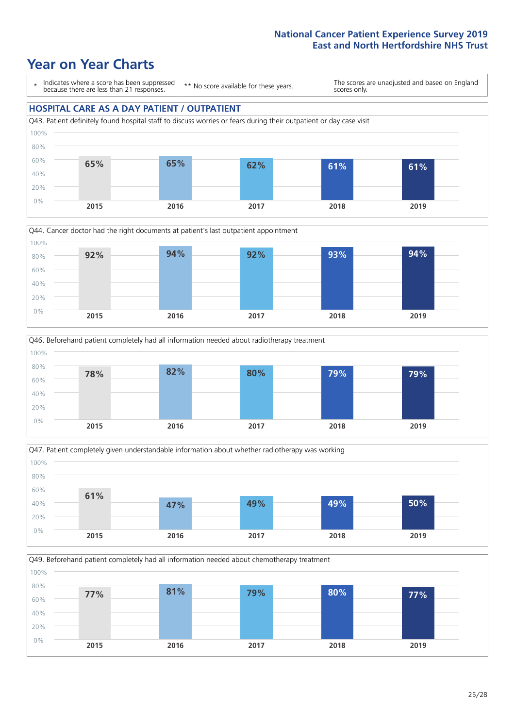# Year on Year Charts

\* Indicates where a score has been suppressed because there are less than 21 responses.

\*\* No score available for these years.

The scores are unadjusted and based on England scores only.

## HOSPITAL CARE AS A DAY PATIENT / OUTPATIENT

Q43. Patient definitely found hospital staff to discuss worries or fears during their outpatient or day case visit

| 2015 | 2016 | 2017 | 2018 | 2019 |
|---|---|---|---|---|
| 65% | 65% | 62% | 61% | 61% |

Q44. Cancer doctor had the right documents at patient's last outpatient appointment

| 2015 | 2016 | 2017 | 2018 | 2019 |
|---|---|---|---|---|
| 92% | 94% | 92% | 93% | 94% |

Q46. Beforehand patient completely had all information needed about radiotherapy treatment

| 2015 | 2016 | 2017 | 2018 | 2019 |
|---|---|---|---|---|
| 78% | 82% | 80% | 79% | 79% |

Q47. Patient completely given understandable information about whether radiotherapy was working

| 2015 | 2016 | 2017 | 2018 | 2019 |
|---|---|---|---|---|
| 61% | 47% | 49% | 49% | 50% |

Q49. Beforehand patient completely had all information needed about chemotherapy treatment

| 2015 | 2016 | 2017 | 2018 | 2019 |
|---|---|---|---|---|
| 77% | 81% | 79% | 80% | 77% |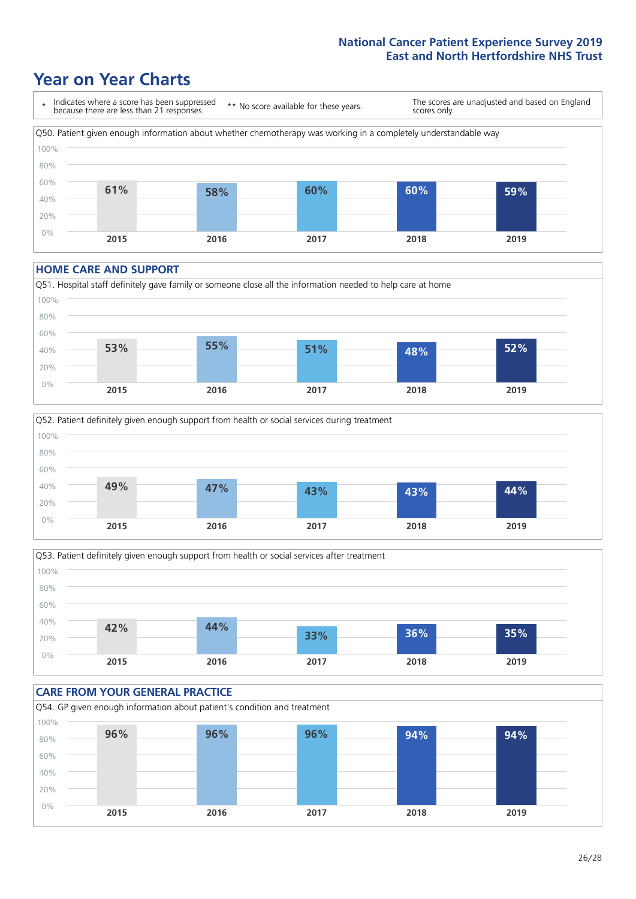# Year on Year Charts

\* Indicates where a score has been suppressed because there are less than 21 responses.

\*\* No score available for these years.

The scores are unadjusted and based on England scores only.

Q50. Patient given enough information about whether chemotherapy was working in a completely understandable way

| 2015 | 2016 | 2017 | 2018 | 2019 |
|---|---|---|---|---|
| 61% | 58% | 60% | 60% | 59% |

## HOME CARE AND SUPPORT

Q51. Hospital staff definitely gave family or someone close all the information needed to help care at home

| 2015 | 2016 | 2017 | 2018 | 2019 |
|---|---|---|---|---|
| 53% | 55% | 51% | 48% | 52% |

Q52. Patient definitely given enough support from health or social services during treatment

| 2015 | 2016 | 2017 | 2018 | 2019 |
|---|---|---|---|---|
| 49% | 47% | 43% | 43% | 44% |

Q53. Patient definitely given enough support from health or social services after treatment

| 2015 | 2016 | 2017 | 2018 | 2019 |
|---|---|---|---|---|
| 42% | 44% | 33% | 36% | 35% |

## CARE FROM YOUR GENERAL PRACTICE

Q54. GP given enough information about patient's condition and treatment

| 2015 | 2016 | 2017 | 2018 | 2019 |
|---|---|---|---|---|
| 96% | 96% | 96% | 94% | 94% |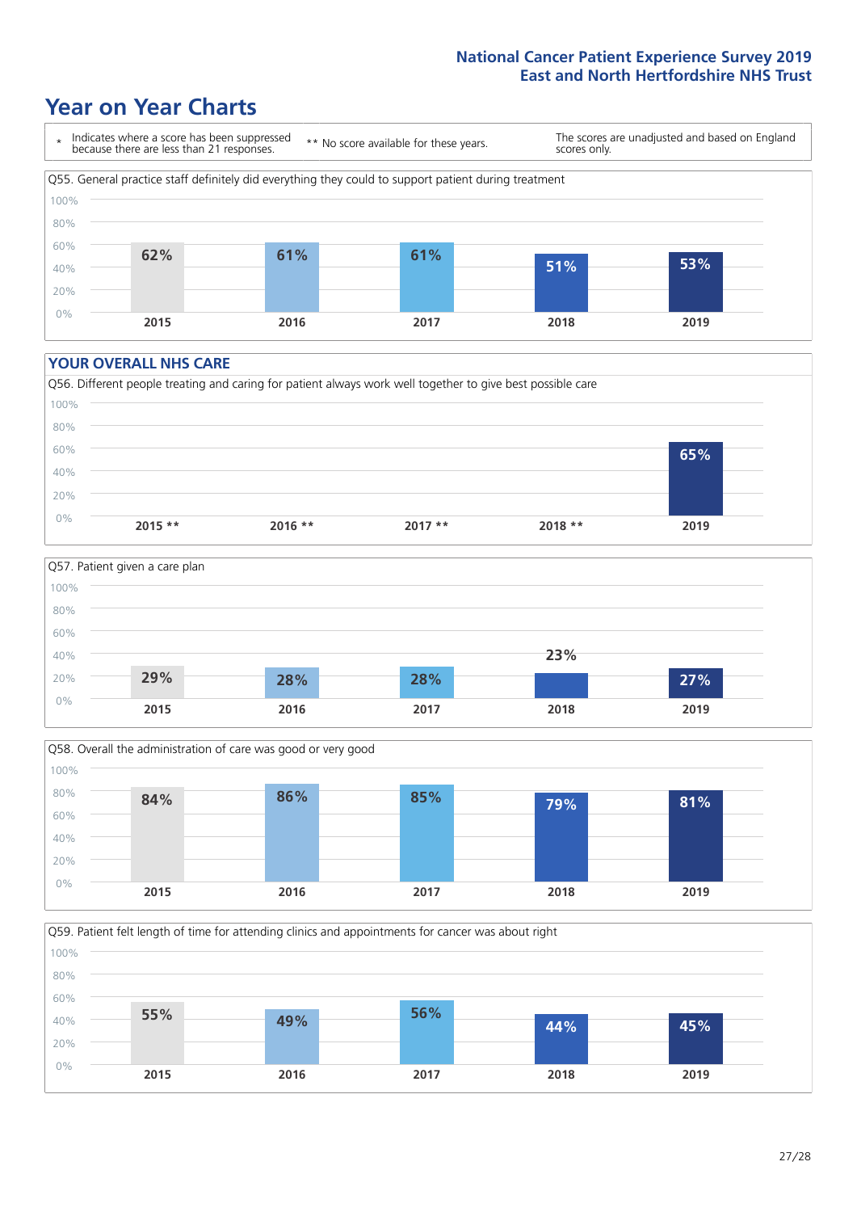# Year on Year Charts

\* Indicates where a score has been suppressed because there are less than 21 responses.

\*\* No score available for these years.

The scores are unadjusted and based on England scores only.

Q55. General practice staff definitely did everything they could to support patient during treatment

| 2015 | 2016 | 2017 | 2018 | 2019 |
|---|---|---|---|---|
| 62% | 61% | 61% | 51% | 53% |

## YOUR OVERALL NHS CARE

Q56. Different people treating and caring for patient always work well together to give best possible care

| 2015 ** | 2016 ** | 2017 ** | 2018 ** | 2019 |
|---|---|---|---|---|
| | | | | 65% |

Q57. Patient given a care plan

| 2015 | 2016 | 2017 | 2018 | 2019 |
|---|---|---|---|---|
| 29% | 28% | 28% | 23% | 27% |

Q58. Overall the administration of care was good or very good

| 2015 | 2016 | 2017 | 2018 | 2019 |
|---|---|---|---|---|
| 84% | 86% | 85% | 79% | 81% |

Q59. Patient felt length of time for attending clinics and appointments for cancer was about right

| 2015 | 2016 | 2017 | 2018 | 2019 |
|---|---|---|---|---|
| 55% | 49% | 56% | 44% | 45% |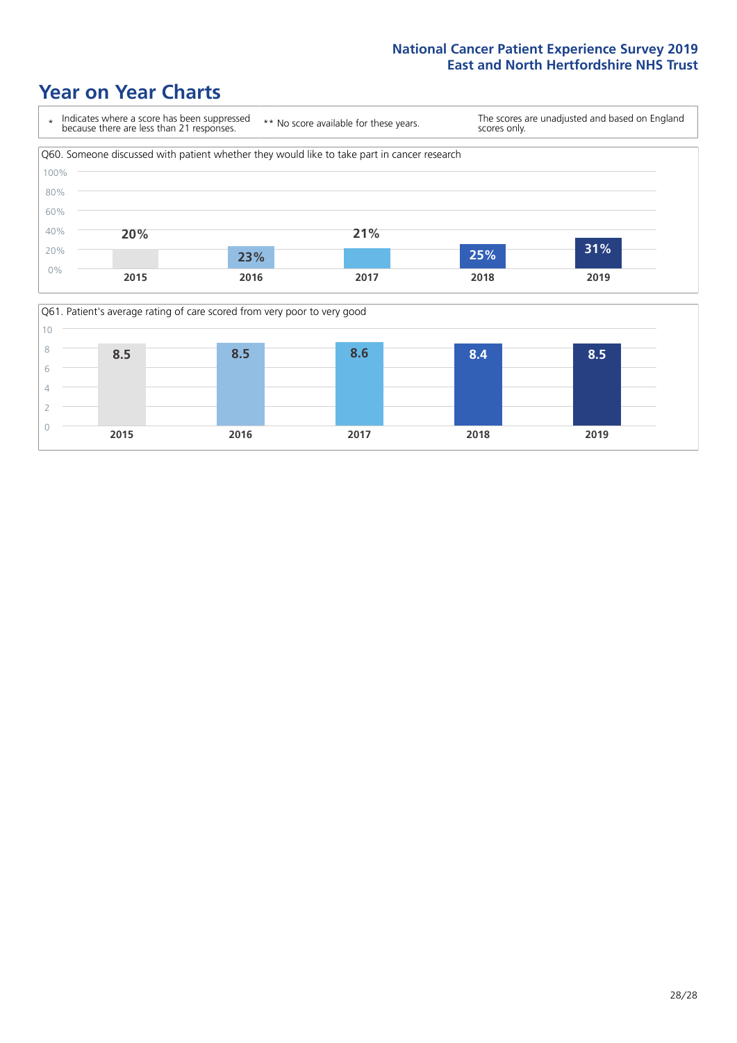National Cancer Patient Experience Survey 2019
East and North Hertfordshire NHS Trust

# Year on Year Charts

\* Indicates where a score has been suppressed because there are less than 21 responses.

** No score available for these years.

The scores are unadjusted and based on England scores only.

Q60. Someone discussed with patient whether they would like to take part in cancer research

100%
80%
60%
40%
20%
0%

20% 2015
23% 2016
21% 2017
25% 2018
31% 2019

Q61. Patient's average rating of care scored from very poor to very good

10
8
6
4
2
0

8.5 2015
8.5 2016
8.6 2017
8.4 2018
8.5 2019